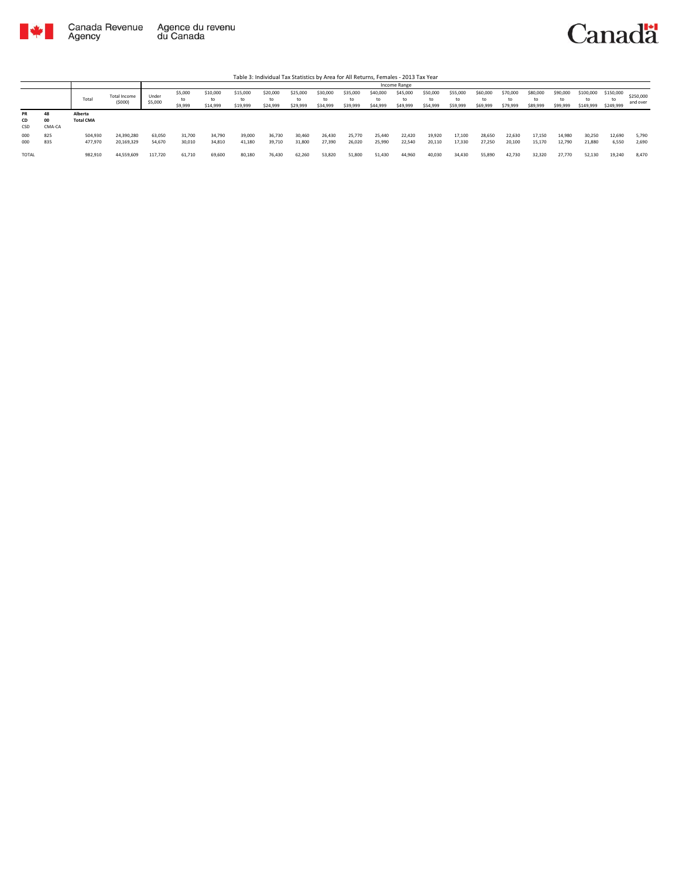Canada Revenue Agency | Agence du revenu du Canada

Canada

Table 3: Individual Tax Statistics by Area for All Returns, Females - 2013 Tax Year

| | | Total | Total Income ($000) | Income Range | | | | | | | | | | | | | | | | | | | |
|---|---|---|---|---|---|---|---|---|---|---|---|---|---|---|---|---|---|---|---|---|---|---|---|
| | | | | Under $5,000 | $5,000 to $9,999 | $10,000 to $14,999 | $15,000 to $19,999 | $20,000 to $24,999 | $25,000 to $29,999 | $30,000 to $34,999 | $35,000 to $39,999 | $40,000 to $44,999 | $45,000 to $49,999 | $50,000 to $54,999 | $55,000 to $59,999 | $60,000 to $69,999 | $70,000 to $79,999 | $80,000 to $89,999 | $90,000 to $99,999 | $100,000 to $149,999 | $150,000 to $249,999 | $250,000 and over |
| **PR** | **48** | **Alberta** | | | | | | | | | | | | | | | | | | | | | | |
| **CD** | **00** | **Total CMA** | | | | | | | | | | | | | | | | | | | | | | |
| CSD | CMA-CA | | | | | | | | | | | | | | | | | | | | | | | |
| 000 | 825 | 504,930 | 24,390,280 | 63,050 | 31,700 | 34,790 | 39,000 | 36,730 | 30,460 | 26,430 | 25,770 | 25,440 | 22,420 | 19,920 | 17,100 | 28,650 | 22,630 | 17,150 | 14,980 | 30,250 | 12,690 | 5,790 |
| 000 | 835 | 477,970 | 20,169,329 | 54,670 | 30,010 | 34,810 | 41,180 | 39,710 | 31,800 | 27,390 | 26,020 | 25,990 | 22,540 | 20,110 | 17,330 | 27,250 | 20,100 | 15,170 | 12,790 | 21,880 | 6,550 | 2,690 |
| TOTAL | | 982,910 | 44,559,609 | 117,720 | 61,710 | 69,600 | 80,180 | 76,430 | 62,260 | 53,820 | 51,800 | 51,430 | 44,960 | 40,030 | 34,430 | 55,890 | 42,730 | 32,320 | 27,770 | 52,130 | 19,240 | 8,470 |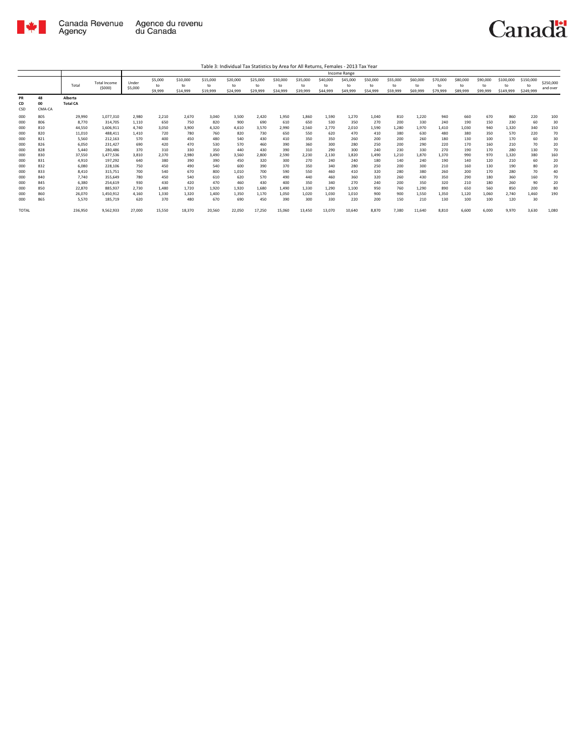Table 3: Individual Tax Statistics by Area for All Returns, Females - 2013 Tax Year

| | | Total | Total Income ($000) | Income Range | | | | | | | | | | | | | | | | | | | |
|---|---|---|---|---|---|---|---|---|---|---|---|---|---|---|---|---|---|---|---|---|---|---|---|
| | | | | Under $5,000 | $5,000 to $9,999 | $10,000 to $14,999 | $15,000 to $19,999 | $20,000 to $24,999 | $25,000 to $29,999 | $30,000 to $34,999 | $35,000 to $39,999 | $40,000 to $44,999 | $45,000 to $49,999 | $50,000 to $54,999 | $55,000 to $59,999 | $60,000 to $69,999 | $70,000 to $79,999 | $80,000 to $89,999 | $90,000 to $99,999 | $100,000 to $149,999 | $150,000 to $249,999 | $250,000 and over |
| PR | 48 | Alberta | | | | | | | | | | | | | | | | | | | | | | |
| CD | 00 | Total CA | | | | | | | | | | | | | | | | | | | | | | |
| CSD | CMA-CA | | | | | | | | | | | | | | | | | | | | | | | |
| 000 | 805 | 29,990 | 1,077,310 | 2,980 | 2,210 | 2,670 | 3,040 | 3,500 | 2,420 | 1,950 | 1,860 | 1,590 | 1,270 | 1,040 | 810 | 1,220 | 940 | 660 | 670 | 860 | 220 | 100 |
| 000 | 806 | 8,770 | 314,705 | 1,110 | 650 | 750 | 820 | 900 | 690 | 610 | 650 | 530 | 350 | 270 | 200 | 330 | 240 | 190 | 150 | 230 | 60 | 30 |
| 000 | 810 | 44,550 | 1,606,911 | 4,740 | 3,050 | 3,900 | 4,320 | 4,610 | 3,570 | 2,990 | 2,560 | 2,770 | 2,010 | 1,590 | 1,280 | 1,970 | 1,410 | 1,030 | 940 | 1,320 | 340 | 150 |
| 000 | 820 | 11,010 | 488,411 | 1,410 | 720 | 780 | 760 | 820 | 730 | 650 | 550 | 620 | 470 | 410 | 380 | 630 | 480 | 380 | 350 | 570 | 220 | 70 |
| 000 | 821 | 5,560 | 212,163 | 570 | 400 | 450 | 480 | 540 | 430 | 410 | 350 | 350 | 260 | 200 | 200 | 260 | 180 | 130 | 100 | 170 | 60 | 30 |
| 000 | 826 | 6,050 | 231,427 | 690 | 420 | 470 | 530 | 570 | 460 | 390 | 360 | 300 | 280 | 250 | 200 | 290 | 220 | 170 | 160 | 210 | 70 | 20 |
| 000 | 828 | 5,440 | 280,486 | 370 | 310 | 330 | 350 | 440 | 430 | 390 | 310 | 290 | 300 | 240 | 230 | 330 | 270 | 190 | 170 | 280 | 130 | 70 |
| 000 | 830 | 37,550 | 1,477,536 | 3,810 | 2,370 | 2,980 | 3,490 | 3,560 | 2,800 | 2,590 | 2,230 | 2,130 | 1,820 | 1,490 | 1,210 | 1,870 | 1,370 | 990 | 970 | 1,320 | 380 | 160 |
| 000 | 831 | 4,910 | 197,292 | 640 | 380 | 390 | 390 | 450 | 320 | 300 | 270 | 240 | 240 | 180 | 140 | 240 | 190 | 140 | 120 | 210 | 60 | 20 |
| 000 | 832 | 6,080 | 228,106 | 750 | 450 | 490 | 540 | 600 | 390 | 370 | 350 | 340 | 280 | 250 | 200 | 300 | 210 | 160 | 130 | 190 | 80 | 20 |
| 000 | 833 | 8,410 | 315,751 | 700 | 540 | 670 | 800 | 1,010 | 700 | 590 | 550 | 460 | 410 | 320 | 280 | 380 | 260 | 200 | 170 | 280 | 70 | 40 |
| 000 | 840 | 7,740 | 355,649 | 780 | 450 | 540 | 610 | 620 | 570 | 490 | 440 | 460 | 360 | 320 | 260 | 430 | 350 | 290 | 180 | 360 | 160 | 70 |
| 000 | 845 | 6,380 | 254,619 | 930 | 430 | 420 | 470 | 460 | 430 | 400 | 350 | 340 | 270 | 240 | 200 | 350 | 320 | 210 | 180 | 260 | 90 | 20 |
| 000 | 850 | 22,870 | 885,937 | 2,730 | 1,480 | 1,720 | 1,920 | 1,920 | 1,680 | 1,490 | 1,330 | 1,290 | 1,100 | 950 | 760 | 1,290 | 890 | 650 | 560 | 850 | 200 | 80 |
| 000 | 860 | 26,070 | 1,450,912 | 4,160 | 1,330 | 1,320 | 1,400 | 1,350 | 1,170 | 1,050 | 1,020 | 1,030 | 1,010 | 900 | 900 | 1,550 | 1,350 | 1,120 | 1,060 | 2,740 | 1,460 | 190 |
| 000 | 865 | 5,570 | 185,719 | 620 | 370 | 480 | 670 | 690 | 450 | 390 | 300 | 330 | 220 | 200 | 150 | 210 | 130 | 100 | 100 | 120 | 30 | |
| TOTAL | | 236,950 | 9,562,933 | 27,000 | 15,550 | 18,370 | 20,560 | 22,050 | 17,250 | 15,060 | 13,450 | 13,070 | 10,640 | 8,870 | 7,380 | 11,640 | 8,810 | 6,600 | 6,000 | 9,970 | 3,630 | 1,080 |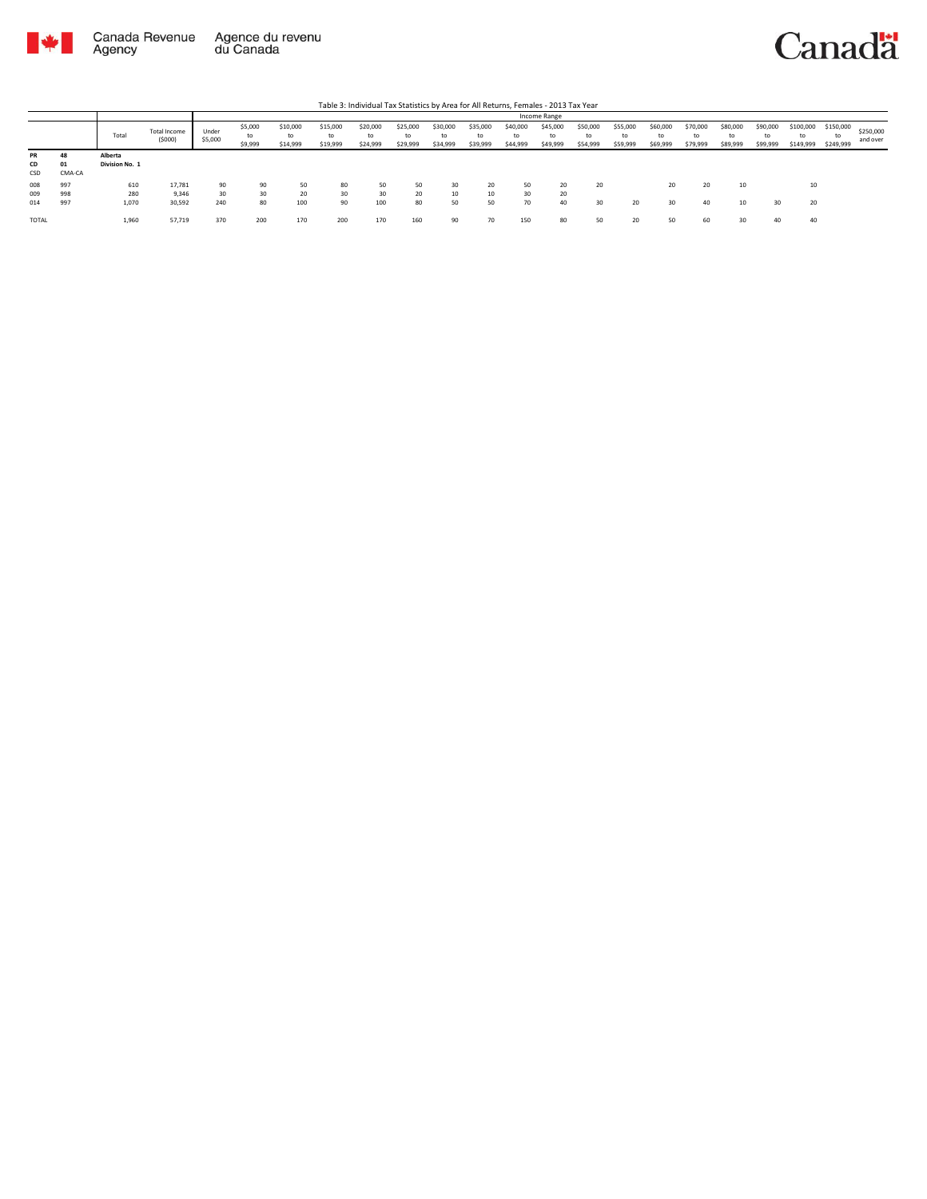Canada Revenue Agency / Agence du revenu du Canada

Table 3: Individual Tax Statistics by Area for All Returns, Females - 2013 Tax Year

| | | Total | Total Income ($000) | Income Range | | | | | | | | | | | | | | | | | | |
|---|---|---|---|---|---|---|---|---|---|---|---|---|---|---|---|---|---|---|---|---|---|---|
| | | | | Under $5,000 | $5,000 to $9,999 | $10,000 to $14,999 | $15,000 to $19,999 | $20,000 to $24,999 | $25,000 to $29,999 | $30,000 to $34,999 | $35,000 to $39,999 | $40,000 to $44,999 | $45,000 to $49,999 | $50,000 to $54,999 | $55,000 to $59,999 | $60,000 to $69,999 | $70,000 to $79,999 | $80,000 to $89,999 | $90,000 to $99,999 | $100,000 to $149,999 | $150,000 to $249,999 | $250,000 and over |
| **PR** | **48** | **Alberta** | | | | | | | | | | | | | | | | | | | | |
| **CD** | **01** | **Division No. 1** | | | | | | | | | | | | | | | | | | | | |
| CSD | CMA-CA | | | | | | | | | | | | | | | | | | | | | |
| 008 | 997 | 610 | 17,781 | 90 | 90 | 50 | 80 | 50 | 50 | 30 | 20 | 50 | 20 | 20 | | 20 | 20 | 10 | | 10 | | |
| 009 | 998 | 280 | 9,346 | 30 | 30 | 20 | 30 | 30 | 20 | 10 | 10 | 30 | 20 | | | | | | | | | |
| 014 | 997 | 1,070 | 30,592 | 240 | 80 | 100 | 90 | 100 | 80 | 50 | 50 | 70 | 40 | 30 | 20 | 30 | 40 | 10 | 30 | 20 | | |
| TOTAL | | 1,960 | 57,719 | 370 | 200 | 170 | 200 | 170 | 160 | 90 | 70 | 150 | 80 | 50 | 20 | 50 | 60 | 30 | 40 | 40 | | |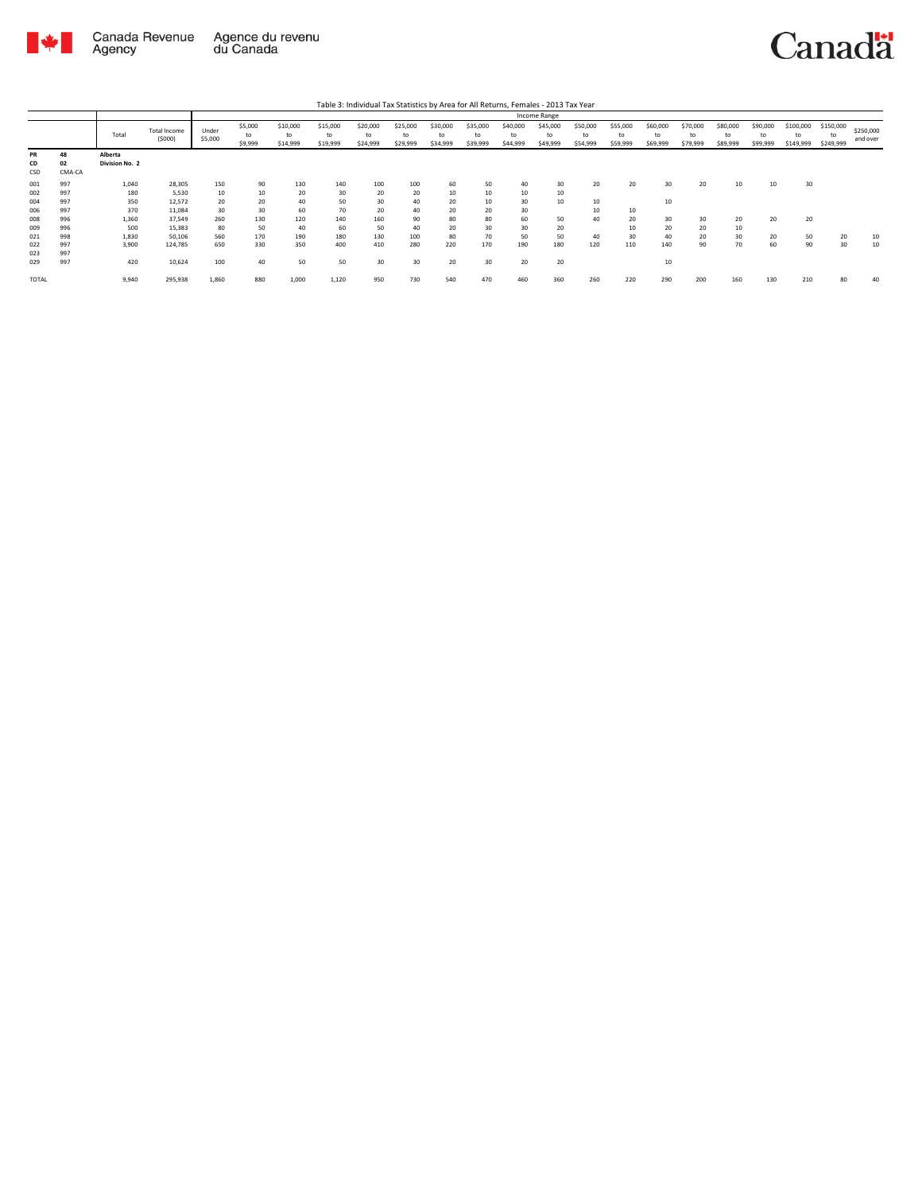Table 3: Individual Tax Statistics by Area for All Returns, Females - 2013 Tax Year

| | | Total | Total Income ($000) | Income Range | | | | | | | | | | | | | | | | | | |
|---|---|---|---|---|---|---|---|---|---|---|---|---|---|---|---|---|---|---|---|---|---|---|
| | | | | Under $5,000 | $5,000 to $9,999 | $10,000 to $14,999 | $15,000 to $19,999 | $20,000 to $24,999 | $25,000 to $29,999 | $30,000 to $34,999 | $35,000 to $39,999 | $40,000 to $44,999 | $45,000 to $49,999 | $50,000 to $54,999 | $55,000 to $59,999 | $60,000 to $69,999 | $70,000 to $79,999 | $80,000 to $89,999 | $90,000 to $99,999 | $100,000 to $149,999 | $150,000 to $249,999 | $250,000 and over |
| **PR** | **48** | **Alberta** | | | | | | | | | | | | | | | | | | | | |
| **CD** | **02** | **Division No. 2** | | | | | | | | | | | | | | | | | | | | |
| **CSD** | **CMA-CA** | | | | | | | | | | | | | | | | | | | | | |
| 001 | 997 | 1,040 | 28,305 | 150 | 90 | 130 | 140 | 100 | 100 | 60 | 50 | 40 | 30 | 20 | 20 | 30 | 20 | 10 | 10 | 30 | | |
| 002 | 997 | 180 | 5,530 | 10 | 10 | 20 | 30 | 20 | 20 | 10 | 10 | 10 | 10 | | | | | | | | | |
| 004 | 997 | 350 | 12,572 | 20 | 20 | 40 | 50 | 30 | 40 | 20 | 10 | 30 | 10 | 10 | | 10 | | | | | | |
| 006 | 997 | 370 | 11,084 | 30 | 30 | 60 | 70 | 20 | 40 | 20 | 20 | 30 | | 10 | 10 | | | | | | | |
| 008 | 996 | 1,360 | 37,549 | 260 | 130 | 120 | 140 | 160 | 90 | 80 | 80 | 60 | 50 | 40 | 20 | 30 | 30 | 20 | 20 | 20 | | |
| 009 | 996 | 500 | 15,383 | 80 | 50 | 40 | 60 | 50 | 40 | 20 | 30 | 30 | 20 | | 10 | 20 | 20 | 10 | | | | |
| 021 | 998 | 1,830 | 50,106 | 560 | 170 | 190 | 180 | 130 | 100 | 80 | 70 | 50 | 50 | 40 | 30 | 40 | 20 | 30 | 20 | 50 | 20 | 10 |
| 022 | 997 | 3,900 | 124,785 | 650 | 330 | 350 | 400 | 410 | 280 | 220 | 170 | 190 | 180 | 120 | 110 | 140 | 90 | 70 | 60 | 90 | 30 | 10 |
| 023 | 997 | | | | | | | | | | | | | | | | | | | | | |
| 029 | 997 | 420 | 10,624 | 100 | 40 | 50 | 50 | 30 | 30 | 20 | 30 | 20 | 20 | | | 10 | | | | | | |
| TOTAL | | 9,940 | 295,938 | 1,860 | 880 | 1,000 | 1,120 | 950 | 730 | 540 | 470 | 460 | 360 | 260 | 220 | 290 | 200 | 160 | 130 | 210 | 80 | 40 |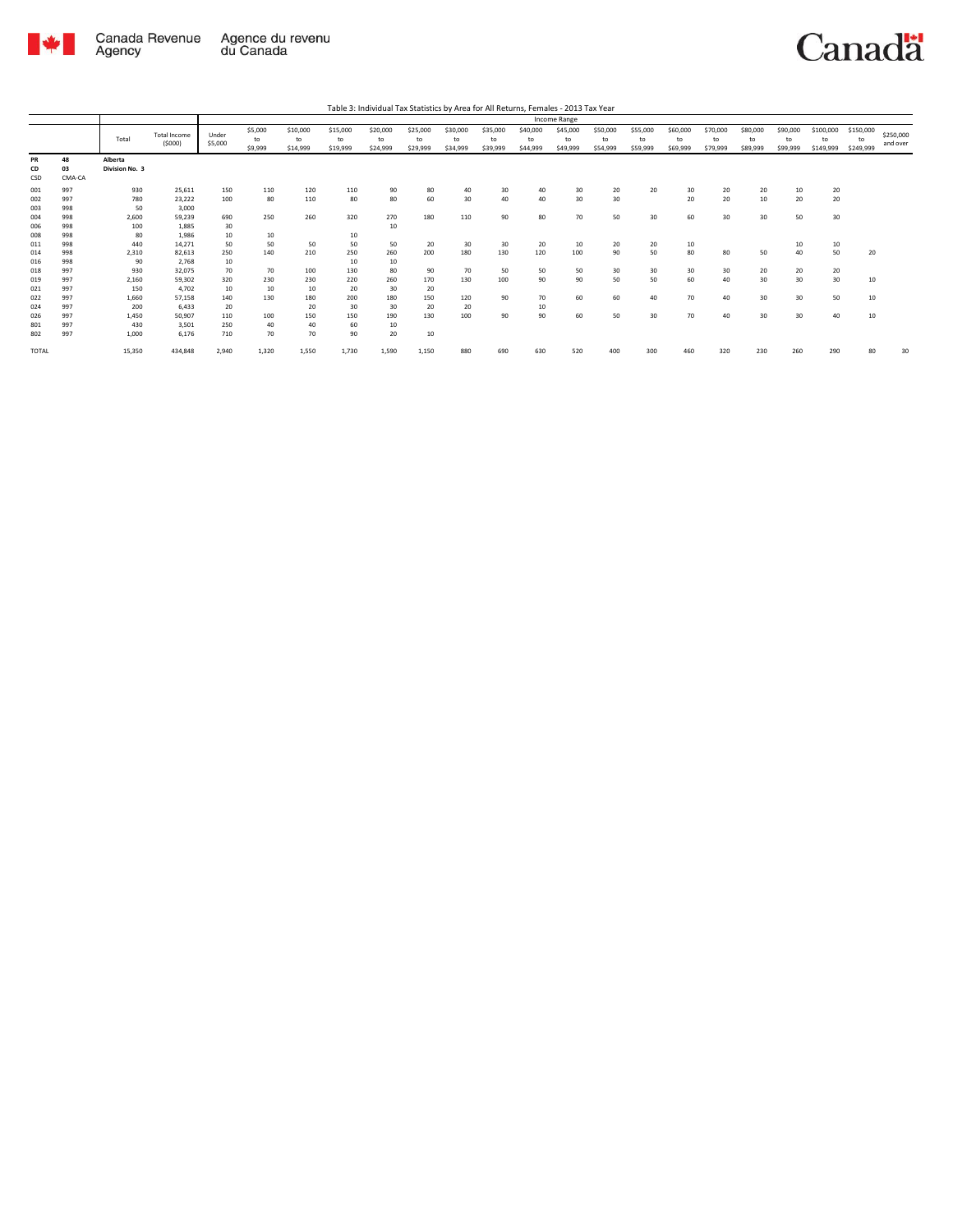Table 3: Individual Tax Statistics by Area for All Returns, Females - 2013 Tax Year

| | | Total | Total Income ($000) | Income Range | | | | | | | | | | | | | | | | | | |
|---|---|---|---|---|---|---|---|---|---|---|---|---|---|---|---|---|---|---|---|---|---|---|
| | | | | Under $5,000 | $5,000 to $9,999 | $10,000 to $14,999 | $15,000 to $19,999 | $20,000 to $24,999 | $25,000 to $29,999 | $30,000 to $34,999 | $35,000 to $39,999 | $40,000 to $44,999 | $45,000 to $49,999 | $50,000 to $54,999 | $55,000 to $59,999 | $60,000 to $69,999 | $70,000 to $79,999 | $80,000 to $89,999 | $90,000 to $99,999 | $100,000 to $149,999 | $150,000 to $249,999 | $250,000 and over |
| PR | 48 | Alberta | | | | | | | | | | | | | | | | | | | | |
| CD | 03 | Division No. 3 | | | | | | | | | | | | | | | | | | | | |
| CSD | CMA-CA | | | | | | | | | | | | | | | | | | | | | |
| 001 | 997 | 930 | 25,611 | 150 | 110 | 120 | 110 | 90 | 80 | 40 | 30 | 40 | 30 | 20 | 20 | 30 | 20 | 20 | 10 | 20 | | |
| 002 | 997 | 780 | 23,222 | 100 | 80 | 110 | 80 | 80 | 60 | 30 | 40 | 40 | 30 | 30 | | 20 | 20 | 10 | 20 | 20 | | |
| 003 | 998 | 50 | 3,000 | | | | | | | | | | | | | | | | | | | |
| 004 | 998 | 2,600 | 59,239 | 690 | 250 | 260 | 320 | 270 | 180 | 110 | 90 | 80 | 70 | 50 | 30 | 60 | 30 | 30 | 50 | 30 | | |
| 006 | 998 | 100 | 1,885 | 30 | | | | 10 | | | | | | | | | | | | | | |
| 008 | 998 | 80 | 1,986 | 10 | 10 | | 10 | | | | | | | | | | | | | | | |
| 011 | 998 | 440 | 14,271 | 50 | 50 | 50 | 50 | 50 | 20 | 30 | 30 | 20 | 10 | 20 | 20 | 10 | | | 10 | 10 | | |
| 014 | 998 | 2,310 | 82,613 | 250 | 140 | 210 | 250 | 260 | 200 | 180 | 130 | 120 | 100 | 90 | 50 | 80 | 80 | 50 | 40 | 50 | 20 | |
| 016 | 998 | 90 | 2,768 | 10 | | | 10 | 10 | | | | | | | | | | | | | | |
| 018 | 997 | 930 | 32,075 | 70 | 70 | 100 | 130 | 80 | 90 | 70 | 50 | 50 | 50 | 30 | 30 | 30 | 30 | 20 | 20 | 20 | | |
| 019 | 997 | 2,160 | 59,302 | 320 | 230 | 230 | 220 | 260 | 170 | 130 | 100 | 90 | 90 | 50 | 50 | 60 | 40 | 30 | 30 | 30 | 10 | |
| 021 | 997 | 150 | 4,702 | 10 | 10 | 10 | 20 | 30 | 20 | | | | | | | | | | | | | |
| 022 | 997 | 1,660 | 57,158 | 140 | 130 | 180 | 200 | 180 | 150 | 120 | 90 | 70 | 60 | 60 | 40 | 70 | 40 | 30 | 30 | 50 | 10 | |
| 024 | 997 | 200 | 6,433 | 20 | | 20 | 30 | 30 | 20 | 20 | | 10 | | | | | | | | | | |
| 026 | 997 | 1,450 | 50,907 | 110 | 100 | 150 | 150 | 190 | 130 | 100 | 90 | 90 | 60 | 50 | 30 | 70 | 40 | 30 | 30 | 40 | 10 | |
| 801 | 997 | 430 | 3,501 | 250 | 40 | 40 | 60 | 10 | | | | | | | | | | | | | | |
| 802 | 997 | 1,000 | 6,176 | 710 | 70 | 70 | 90 | 20 | 10 | | | | | | | | | | | | | |
| TOTAL | | 15,350 | 434,848 | 2,940 | 1,320 | 1,550 | 1,730 | 1,590 | 1,150 | 880 | 690 | 630 | 520 | 400 | 300 | 460 | 320 | 230 | 260 | 290 | 80 | 30 |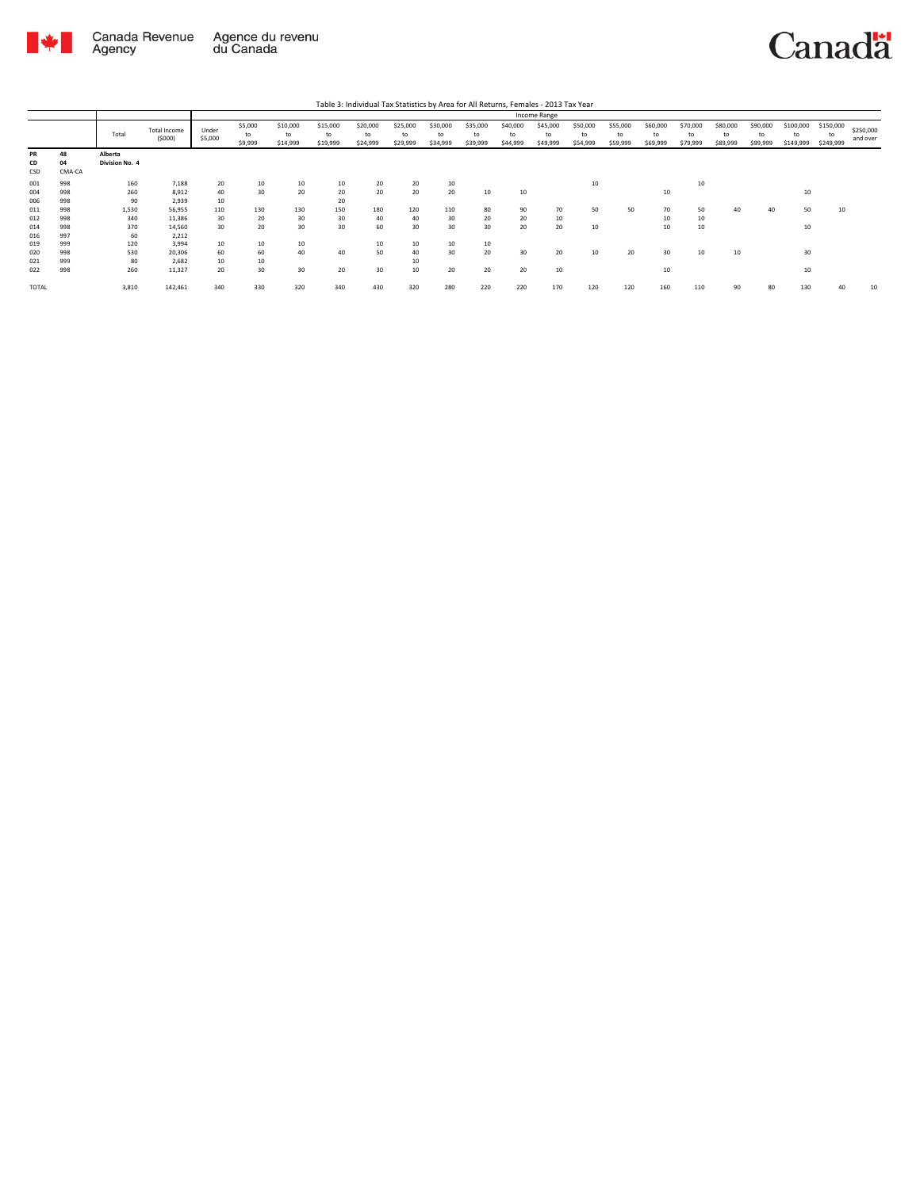Table 3: Individual Tax Statistics by Area for All Returns, Females - 2013 Tax Year

| | | Total | Total Income ($000) | Income Range | | | | | | | | | | | | | | | | | | |
|---|---|---|---|---|---|---|---|---|---|---|---|---|---|---|---|---|---|---|---|---|---|---|
| | | | | Under $5,000 | $5,000 to $9,999 | $10,000 to $14,999 | $15,000 to $19,999 | $20,000 to $24,999 | $25,000 to $29,999 | $30,000 to $34,999 | $35,000 to $39,999 | $40,000 to $44,999 | $45,000 to $49,999 | $50,000 to $54,999 | $55,000 to $59,999 | $60,000 to $69,999 | $70,000 to $79,999 | $80,000 to $89,999 | $90,000 to $99,999 | $100,000 to $149,999 | $150,000 to $249,999 | $250,000 and over |
| **PR** | **48** | **Alberta** | | | | | | | | | | | | | | | | | | | | |
| **CD** | **04** | **Division No. 4** | | | | | | | | | | | | | | | | | | | | |
| **CSD** | **CMA-CA** | | | | | | | | | | | | | | | | | | | | | |
| 001 | 998 | 160 | 7,188 | 20 | 10 | 10 | 10 | 20 | 20 | 10 | | | | 10 | | | 10 | | | | | |
| 004 | 998 | 260 | 8,912 | 40 | 30 | 20 | 20 | 20 | 20 | 20 | 10 | 10 | | | | 10 | | | | 10 | | |
| 006 | 998 | 90 | 2,939 | 10 | | | 20 | | | | | | | | | | | | | | | |
| 011 | 998 | 1,530 | 56,955 | 110 | 130 | 130 | 150 | 180 | 120 | 110 | 80 | 90 | 70 | 50 | 50 | 70 | 50 | 40 | 40 | 50 | 10 | |
| 012 | 998 | 340 | 11,386 | 30 | 20 | 30 | 30 | 40 | 40 | 30 | 20 | 20 | 10 | | | 10 | 10 | | | | | |
| 014 | 998 | 370 | 14,560 | 30 | 20 | 30 | 30 | 60 | 30 | 30 | 30 | 20 | 20 | 10 | | 10 | 10 | | | 10 | | |
| 016 | 997 | 60 | 2,212 | | | | | | | | | | | | | | | | | | | |
| 019 | 999 | 120 | 3,994 | 10 | 10 | 10 | | 10 | 10 | 10 | 10 | | | | | | | | | | | |
| 020 | 998 | 530 | 20,306 | 60 | 60 | 40 | 40 | 50 | 40 | 30 | 20 | 30 | 20 | 10 | 20 | 30 | 10 | 10 | | 30 | | |
| 021 | 999 | 80 | 2,682 | 10 | 10 | | | | 10 | | | | | | | | | | | | | |
| 022 | 998 | 260 | 11,327 | 20 | 30 | 30 | 20 | 30 | 10 | 20 | 20 | 20 | 10 | | | 10 | | | | 10 | | |
| TOTAL | | 3,810 | 142,461 | 340 | 330 | 320 | 340 | 430 | 320 | 280 | 220 | 220 | 170 | 120 | 120 | 160 | 110 | 90 | 80 | 130 | 40 | 10 |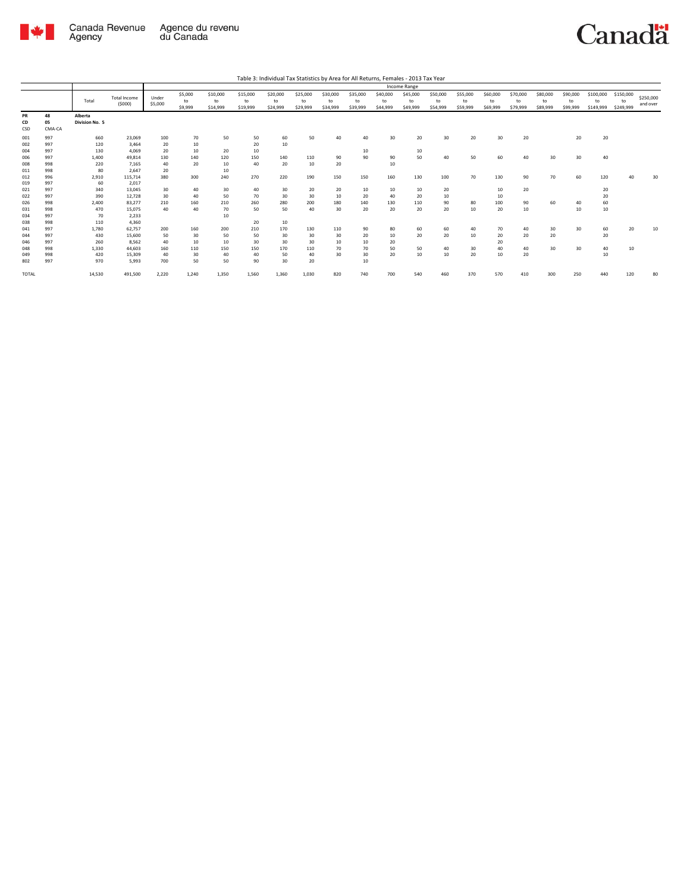Table 3: Individual Tax Statistics by Area for All Returns, Females - 2013 Tax Year

| | | Total | Total Income ($000) | Income Range | | | | | | | | | | | | | | | | | | |
|---|---|---|---|---|---|---|---|---|---|---|---|---|---|---|---|---|---|---|---|---|---|---|
| | | | | Under $5,000 | $5,000 to $9,999 | $10,000 to $14,999 | $15,000 to $19,999 | $20,000 to $24,999 | $25,000 to $29,999 | $30,000 to $34,999 | $35,000 to $39,999 | $40,000 to $44,999 | $45,000 to $49,999 | $50,000 to $54,999 | $55,000 to $59,999 | $60,000 to $69,999 | $70,000 to $79,999 | $80,000 to $89,999 | $90,000 to $99,999 | $100,000 to $149,999 | $150,000 to $249,999 | $250,000 and over |
| PR | 48 | Alberta | | | | | | | | | | | | | | | | | | | | |
| CD | 05 | Division No. 5 | | | | | | | | | | | | | | | | | | | | |
| CSD | CMA-CA | | | | | | | | | | | | | | | | | | | | | |
| 001 | 997 | 660 | 23,069 | 100 | 70 | 50 | 50 | 60 | 50 | 40 | 40 | 30 | 20 | 30 | 20 | 30 | 20 | | 20 | 20 | | |
| 002 | 997 | 120 | 3,464 | 20 | 10 | | 20 | 10 | | | | | | | | | | | | | | |
| 004 | 997 | 130 | 4,069 | 20 | 10 | 20 | 10 | | | | 10 | | 10 | | | | | | | | | |
| 006 | 997 | 1,400 | 49,814 | 130 | 140 | 120 | 150 | 140 | 110 | 90 | 90 | 90 | 50 | 40 | 50 | 60 | 40 | 30 | 30 | 40 | | |
| 008 | 998 | 220 | 7,165 | 40 | 20 | 10 | 40 | 20 | 10 | 20 | | 10 | | | | | | | | | | |
| 011 | 998 | 80 | 2,647 | 20 | | 10 | | | | | | | | | | | | | | | | |
| 012 | 996 | 2,910 | 115,714 | 380 | 300 | 240 | 270 | 220 | 190 | 150 | 150 | 160 | 130 | 100 | 70 | 130 | 90 | 70 | 60 | 120 | 40 | 30 |
| 019 | 997 | 60 | 2,017 | | | | | | | | | | | | | | | | | | | |
| 021 | 997 | 340 | 13,045 | 30 | 40 | 30 | 40 | 30 | 20 | 20 | 10 | 10 | 10 | 20 | | 10 | 20 | | | 20 | | |
| 022 | 997 | 390 | 12,728 | 30 | 40 | 50 | 70 | 30 | 30 | 10 | 20 | 40 | 20 | 10 | | 10 | | | | 20 | | |
| 026 | 998 | 2,400 | 83,277 | 210 | 160 | 210 | 260 | 280 | 200 | 180 | 140 | 130 | 110 | 90 | 80 | 100 | 90 | 60 | 40 | 60 | | |
| 031 | 998 | 470 | 15,075 | 40 | 40 | 70 | 50 | 50 | 40 | 30 | 20 | 20 | 20 | 20 | 10 | 20 | 10 | | 10 | 10 | | |
| 034 | 997 | 70 | 2,233 | | | 10 | | | | | | | | | | | | | | | | |
| 038 | 998 | 110 | 4,360 | | | | 20 | 10 | | | | | | | | | | | | | | |
| 041 | 997 | 1,780 | 62,757 | 200 | 160 | 200 | 210 | 170 | 130 | 110 | 90 | 80 | 60 | 60 | 40 | 70 | 40 | 30 | 30 | 60 | 20 | 10 |
| 044 | 997 | 430 | 15,600 | 50 | 30 | 50 | 50 | 30 | 30 | 30 | 20 | 10 | 20 | 20 | 10 | 20 | 20 | 20 | | 20 | | |
| 046 | 997 | 260 | 8,562 | 40 | 10 | 10 | 30 | 30 | 30 | 10 | 10 | 20 | | | | 20 | | | | | | |
| 048 | 998 | 1,330 | 44,603 | 160 | 110 | 150 | 150 | 170 | 110 | 70 | 70 | 50 | 50 | 40 | 30 | 40 | 40 | 30 | 30 | 40 | 10 | |
| 049 | 998 | 420 | 15,309 | 40 | 30 | 40 | 40 | 50 | 40 | 30 | 30 | 20 | 10 | 10 | 20 | 10 | 20 | | | 10 | | |
| 802 | 997 | 970 | 5,993 | 700 | 50 | 50 | 90 | 30 | 20 | | 10 | | | | | | | | | | | |
| TOTAL | | 14,530 | 491,500 | 2,220 | 1,240 | 1,350 | 1,560 | 1,360 | 1,030 | 820 | 740 | 700 | 540 | 460 | 370 | 570 | 410 | 300 | 250 | 440 | 120 | 80 |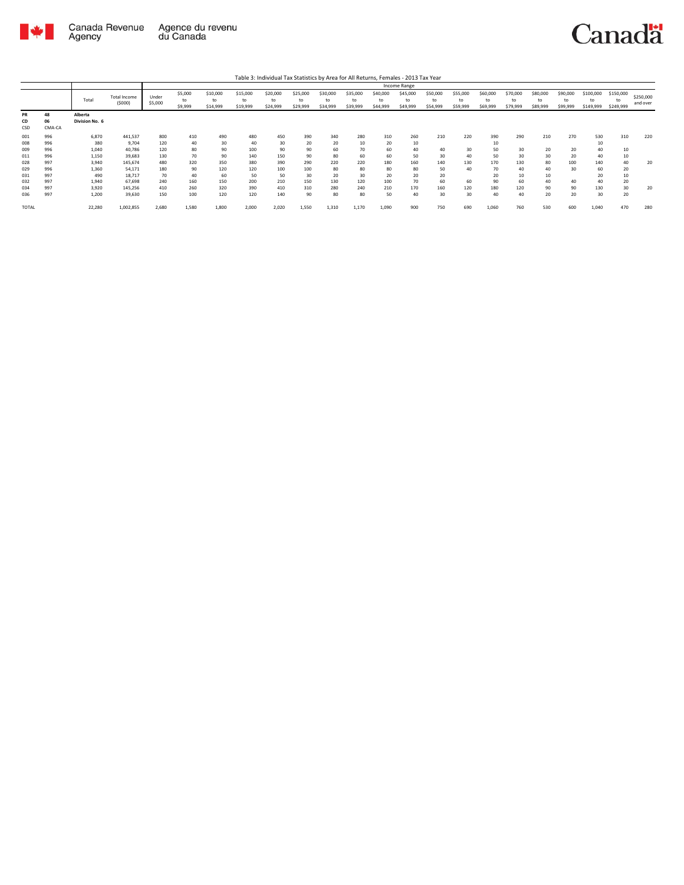Table 3: Individual Tax Statistics by Area for All Returns, Females - 2013 Tax Year

| | | Total | Total Income ($000) | Income Range | | | | | | | | | | | | | | | | | | |
|---|---|---|---|---|---|---|---|---|---|---|---|---|---|---|---|---|---|---|---|---|---|---|
| | | | | Under $5,000 | $5,000 to $9,999 | $10,000 to $14,999 | $15,000 to $19,999 | $20,000 to $24,999 | $25,000 to $29,999 | $30,000 to $34,999 | $35,000 to $39,999 | $40,000 to $44,999 | $45,000 to $49,999 | $50,000 to $54,999 | $55,000 to $59,999 | $60,000 to $69,999 | $70,000 to $79,999 | $80,000 to $89,999 | $90,000 to $99,999 | $100,000 to $149,999 | $150,000 to $249,999 | $250,000 and over |
| PR | 48 | Alberta | | | | | | | | | | | | | | | | | | | | |
| CD | 06 | Division No. 6 | | | | | | | | | | | | | | | | | | | | |
| CSD | CMA-CA | | | | | | | | | | | | | | | | | | | | | |
| 001 | 996 | 6,870 | 441,537 | 800 | 410 | 490 | 480 | 450 | 390 | 340 | 280 | 310 | 260 | 210 | 220 | 390 | 290 | 210 | 270 | 530 | 310 | 220 |
| 008 | 996 | 380 | 9,704 | 120 | 40 | 30 | 40 | 30 | 20 | 20 | 10 | 20 | 10 | | | 10 | | | | 10 | | |
| 009 | 996 | 1,040 | 40,786 | 120 | 80 | 90 | 100 | 90 | 90 | 60 | 70 | 60 | 40 | 40 | 30 | 50 | 30 | 20 | 20 | 40 | 10 | |
| 011 | 996 | 1,150 | 39,683 | 130 | 70 | 90 | 140 | 150 | 90 | 80 | 60 | 60 | 50 | 30 | 40 | 50 | 30 | 30 | 20 | 40 | 10 | |
| 028 | 997 | 3,940 | 145,674 | 480 | 320 | 350 | 380 | 390 | 290 | 220 | 220 | 180 | 160 | 140 | 130 | 170 | 130 | 80 | 100 | 140 | 40 | 20 |
| 029 | 996 | 1,360 | 54,171 | 180 | 90 | 120 | 120 | 100 | 100 | 80 | 80 | 80 | 80 | 50 | 40 | 70 | 40 | 40 | 30 | 60 | 20 | |
| 031 | 997 | 490 | 18,717 | 70 | 40 | 60 | 50 | 50 | 30 | 20 | 30 | 20 | 20 | 20 | | 20 | 10 | 10 | | 20 | 10 | |
| 032 | 997 | 1,940 | 67,698 | 240 | 160 | 150 | 200 | 210 | 150 | 130 | 120 | 100 | 70 | 60 | 60 | 90 | 60 | 40 | 40 | 40 | 20 | |
| 034 | 997 | 3,920 | 145,256 | 410 | 260 | 320 | 390 | 410 | 310 | 280 | 240 | 210 | 170 | 160 | 120 | 180 | 120 | 90 | 90 | 130 | 30 | 20 |
| 036 | 997 | 1,200 | 39,630 | 150 | 100 | 120 | 120 | 140 | 90 | 80 | 80 | 50 | 40 | 30 | 30 | 40 | 40 | 20 | 20 | 30 | 20 | |
| TOTAL | | 22,280 | 1,002,855 | 2,680 | 1,580 | 1,800 | 2,000 | 2,020 | 1,550 | 1,310 | 1,170 | 1,090 | 900 | 750 | 690 | 1,060 | 760 | 530 | 600 | 1,040 | 470 | 280 |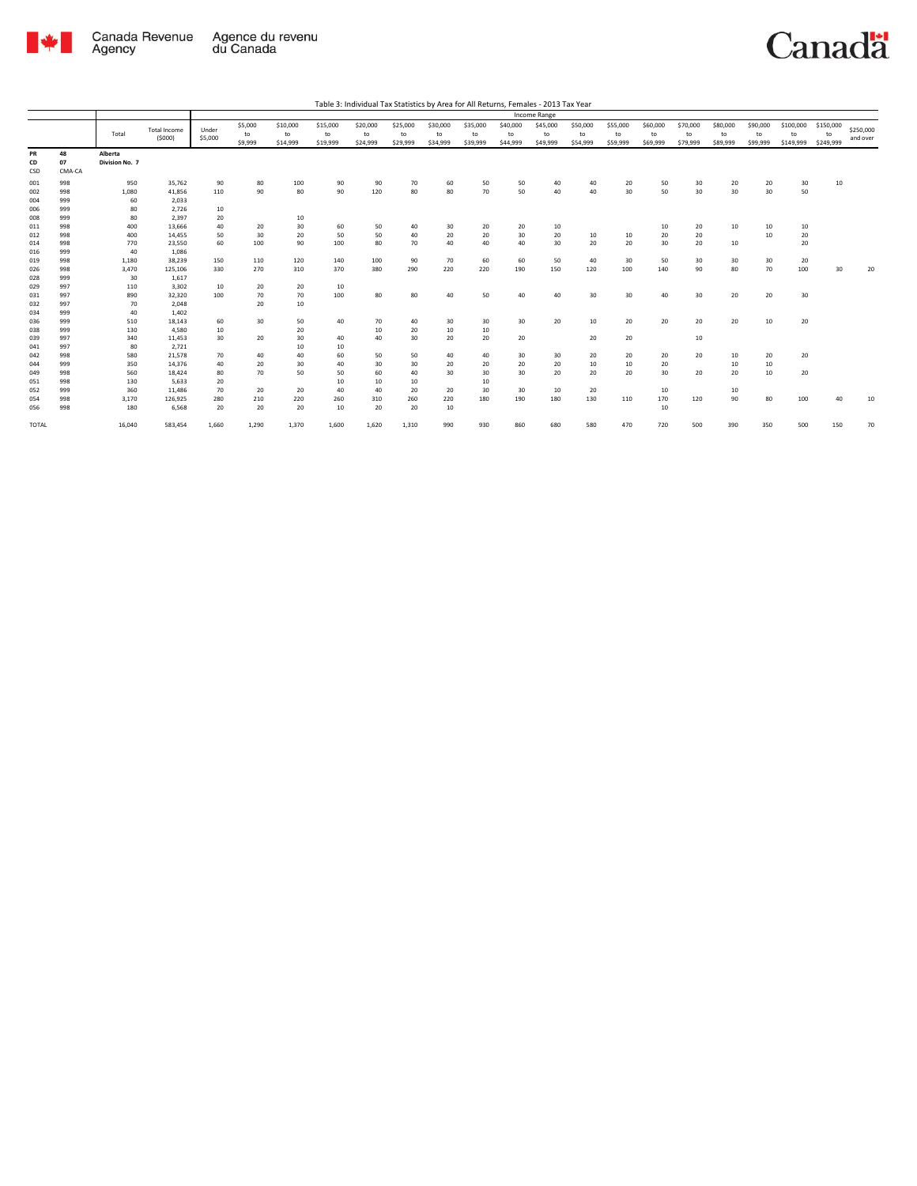Table 3: Individual Tax Statistics by Area for All Returns, Females - 2013 Tax Year

| | | Total | Total Income (\$000) | Income Range | | | | | | | | | | | | | | | | | | |
|---|---|---|---|---|---|---|---|---|---|---|---|---|---|---|---|---|---|---|---|---|---|---|
| | | | | Under \$5,000 | \$5,000 to \$9,999 | \$10,000 to \$14,999 | \$15,000 to \$19,999 | \$20,000 to \$24,999 | \$25,000 to \$29,999 | \$30,000 to \$34,999 | \$35,000 to \$39,999 | \$40,000 to \$44,999 | \$45,000 to \$49,999 | \$50,000 to \$54,999 | \$55,000 to \$59,999 | \$60,000 to \$69,999 | \$70,000 to \$79,999 | \$80,000 to \$89,999 | \$90,000 to \$99,999 | \$100,000 to \$149,999 | \$150,000 to \$249,999 | \$250,000 and over |
| PR | 48 | Alberta | | | | | | | | | | | | | | | | | | | | |
| CD | 07 | Division No. 7 | | | | | | | | | | | | | | | | | | | | |
| CSD | CMA-CA | | | | | | | | | | | | | | | | | | | | | |
| 001 | 998 | 950 | 35,762 | 90 | 80 | 100 | 90 | 90 | 70 | 60 | 50 | 50 | 40 | 40 | 20 | 50 | 30 | 20 | 20 | 30 | 10 | |
| 002 | 998 | 1,080 | 41,856 | 110 | 90 | 80 | 90 | 120 | 80 | 80 | 70 | 50 | 40 | 40 | 30 | 50 | 30 | 30 | 30 | 50 | | |
| 004 | 999 | 60 | 2,033 | | | | | | | | | | | | | | | | | | | |
| 006 | 999 | 80 | 2,726 | 10 | | | | | | | | | | | | | | | | | | |
| 008 | 999 | 80 | 2,397 | 20 | | 10 | | | | | | | | | | | | | | | | |
| 011 | 998 | 400 | 13,666 | 40 | 20 | 30 | 60 | 50 | 40 | 30 | 20 | 20 | 10 | | | 10 | 20 | 10 | 10 | 10 | | |
| 012 | 998 | 400 | 14,455 | 50 | 30 | 20 | 50 | 50 | 40 | 20 | 20 | 30 | 20 | 10 | 10 | 20 | 20 | | 10 | 20 | | |
| 014 | 998 | 770 | 23,550 | 60 | 100 | 90 | 100 | 80 | 70 | 40 | 40 | 40 | 30 | 20 | 20 | 30 | 20 | 10 | | 20 | | |
| 016 | 999 | 40 | 1,086 | | | | | | | | | | | | | | | | | | | |
| 019 | 998 | 1,180 | 38,239 | 150 | 110 | 120 | 140 | 100 | 90 | 70 | 60 | 60 | 50 | 40 | 30 | 50 | 30 | 30 | 30 | 20 | | |
| 026 | 998 | 3,470 | 125,106 | 330 | 270 | 310 | 370 | 380 | 290 | 220 | 220 | 190 | 150 | 120 | 100 | 140 | 90 | 80 | 70 | 100 | 30 | 20 |
| 028 | 999 | 30 | 1,617 | | | | | | | | | | | | | | | | | | | |
| 029 | 997 | 110 | 3,302 | 10 | 20 | 20 | 10 | | | | | | | | | | | | | | | |
| 031 | 997 | 890 | 32,320 | 100 | 70 | 70 | 100 | 80 | 80 | 40 | 50 | 40 | 40 | 30 | 30 | 40 | 30 | 20 | 20 | 30 | | |
| 032 | 997 | 70 | 2,048 | | 20 | 10 | | | | | | | | | | | | | | | | |
| 034 | 999 | 40 | 1,402 | | | | | | | | | | | | | | | | | | | |
| 036 | 999 | 510 | 18,143 | 60 | 30 | 50 | 40 | 70 | 40 | 30 | 30 | 30 | 20 | 10 | 20 | 20 | 20 | 20 | 10 | 20 | | |
| 038 | 999 | 130 | 4,580 | 10 | | 20 | | 10 | 20 | 10 | 10 | | | | | | | | | | | |
| 039 | 997 | 340 | 11,453 | 30 | 20 | 30 | 40 | 40 | 30 | 20 | 20 | 20 | | 20 | 20 | | 10 | | | | | |
| 041 | 997 | 80 | 2,721 | | | 10 | 10 | | | | | | | | | | | | | | | |
| 042 | 998 | 580 | 21,578 | 70 | 40 | 40 | 60 | 50 | 50 | 40 | 40 | 30 | 30 | 20 | 20 | 20 | 20 | 10 | 20 | 20 | | |
| 044 | 999 | 350 | 14,376 | 40 | 20 | 30 | 40 | 30 | 30 | 20 | 20 | 20 | 20 | 10 | 10 | 20 | | 10 | 10 | | | |
| 049 | 998 | 560 | 18,424 | 80 | 70 | 50 | 50 | 60 | 40 | 30 | 30 | 30 | 20 | 20 | 20 | 30 | 20 | 20 | 10 | 20 | | |
| 051 | 998 | 130 | 5,633 | 20 | | | 10 | 10 | 10 | | 10 | | | | | | | | | | | |
| 052 | 999 | 360 | 11,486 | 70 | 20 | 20 | 40 | 40 | 20 | 20 | 30 | 30 | 10 | 20 | | 10 | | 10 | | | | |
| 054 | 998 | 3,170 | 126,925 | 280 | 210 | 220 | 260 | 310 | 260 | 220 | 180 | 190 | 180 | 130 | 110 | 170 | 120 | 90 | 80 | 100 | 40 | 10 |
| 056 | 998 | 180 | 6,568 | 20 | 20 | 20 | 10 | 20 | 20 | 10 | | | | | | 10 | | | | | | |
| TOTAL | | 16,040 | 583,454 | 1,660 | 1,290 | 1,370 | 1,600 | 1,620 | 1,310 | 990 | 930 | 860 | 680 | 580 | 470 | 720 | 500 | 390 | 350 | 500 | 150 | 70 |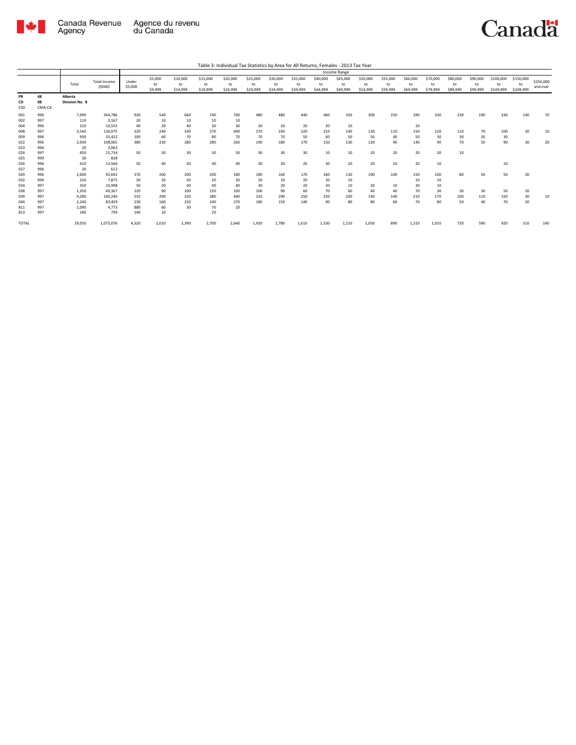Table 3: Individual Tax Statistics by Area for All Returns, Females - 2013 Tax Year

| | | Total | Total Income ($000) | Income Range | | | | | | | | | | | | | | | | | | |
|---|---|---|---|---|---|---|---|---|---|---|---|---|---|---|---|---|---|---|---|---|---|---|
| | | | | Under $5,000 | $5,000 to $9,999 | $10,000 to $14,999 | $15,000 to $19,999 | $20,000 to $24,999 | $25,000 to $29,999 | $30,000 to $34,999 | $35,000 to $39,999 | $40,000 to $44,999 | $45,000 to $49,999 | $50,000 to $54,999 | $55,000 to $59,999 | $60,000 to $69,999 | $70,000 to $79,999 | $80,000 to $89,999 | $90,000 to $99,999 | $100,000 to $149,999 | $150,000 to $249,999 | $250,000 and over |
| PR | 48 | Alberta | | | | | | | | | | | | | | | | | | | | |
| CD | 08 | Division No. 8 | | | | | | | | | | | | | | | | | | | | |
| CSD | CMA-CA | | | | | | | | | | | | | | | | | | | | | |
| 001 | 996 | 7,990 | 344,786 | 920 | 540 | 660 | 740 | 700 | 480 | 480 | 440 | 460 | 350 | 300 | 250 | 390 | 330 | 230 | 190 | 330 | 140 | 70 |
| 002 | 997 | 110 | 3,167 | 20 | 10 | 10 | 10 | 10 | | | | | | | | | | | | | | |
| 004 | 996 | 310 | 10,555 | 40 | 20 | 40 | 30 | 30 | 20 | 20 | 20 | 20 | 10 | | | 10 | | | | | | |
| 008 | 997 | 3,540 | 130,075 | 320 | 240 | 330 | 370 | 400 | 270 | 240 | 220 | 210 | 140 | 130 | 110 | 150 | 120 | 110 | 70 | 100 | 30 | 10 |
| 009 | 996 | 930 | 35,422 | 100 | 60 | 70 | 80 | 70 | 70 | 70 | 50 | 60 | 50 | 50 | 40 | 50 | 30 | 30 | 20 | 30 | | |
| 022 | 996 | 2,930 | 108,065 | 380 | 220 | 280 | 280 | 260 | 190 | 180 | 170 | 150 | 130 | 120 | 90 | 140 | 90 | 70 | 50 | 90 | 30 | 20 |
| 023 | 996 | 20 | 2,063 | | | | | | | | | | | | | | | | | | | |
| 024 | 997 | 450 | 15,734 | 50 | 50 | 30 | 50 | 50 | 30 | 30 | 30 | 10 | 10 | 20 | 20 | 20 | 20 | 10 | | | | |
| 025 | 999 | 20 | 828 | | | | | | | | | | | | | | | | | | | |
| 026 | 996 | 410 | 13,566 | 50 | 40 | 30 | 40 | 40 | 30 | 30 | 20 | 30 | 20 | 20 | 10 | 20 | 10 | | | 10 | | |
| 027 | 996 | 20 | 612 | | | | | | | | | | | | | | | | | | | |
| 029 | 996 | 2,600 | 92,692 | 370 | 200 | 200 | 200 | 180 | 180 | 160 | 170 | 160 | 130 | 100 | 100 | 150 | 100 | 80 | 50 | 50 | 20 | |
| 032 | 996 | 220 | 7,875 | 30 | 20 | 20 | 20 | 20 | 20 | 10 | 20 | 20 | 10 | | | 10 | 10 | | | | | |
| 034 | 997 | 350 | 10,998 | 50 | 20 | 40 | 40 | 40 | 30 | 20 | 20 | 20 | 10 | 20 | 10 | 20 | 10 | | | | | |
| 038 | 997 | 1,350 | 49,367 | 220 | 90 | 100 | 150 | 100 | 100 | 90 | 60 | 70 | 60 | 40 | 40 | 70 | 30 | 30 | 30 | 50 | 20 | |
| 039 | 997 | 4,280 | 160,240 | 510 | 290 | 320 | 380 | 440 | 310 | 290 | 250 | 250 | 200 | 140 | 140 | 210 | 170 | 100 | 110 | 150 | 30 | 10 |
| 044 | 997 | 2,240 | 83,459 | 230 | 160 | 220 | 240 | 270 | 180 | 150 | 140 | 90 | 80 | 80 | 60 | 70 | 80 | 50 | 40 | 70 | 20 | |
| 811 | 997 | 1,090 | 4,773 | 880 | 60 | 30 | 70 | 20 | | | | | | | | | | | | | | |
| 813 | 997 | 180 | 799 | 140 | 10 | | 20 | | | | | | | | | | | | | | | |
| TOTAL | | 29,050 | 1,075,076 | 4,320 | 2,010 | 2,390 | 2,700 | 2,640 | 1,920 | 1,780 | 1,610 | 1,530 | 1,210 | 1,050 | 890 | 1,310 | 1,010 | 720 | 590 | 920 | 310 | 140 |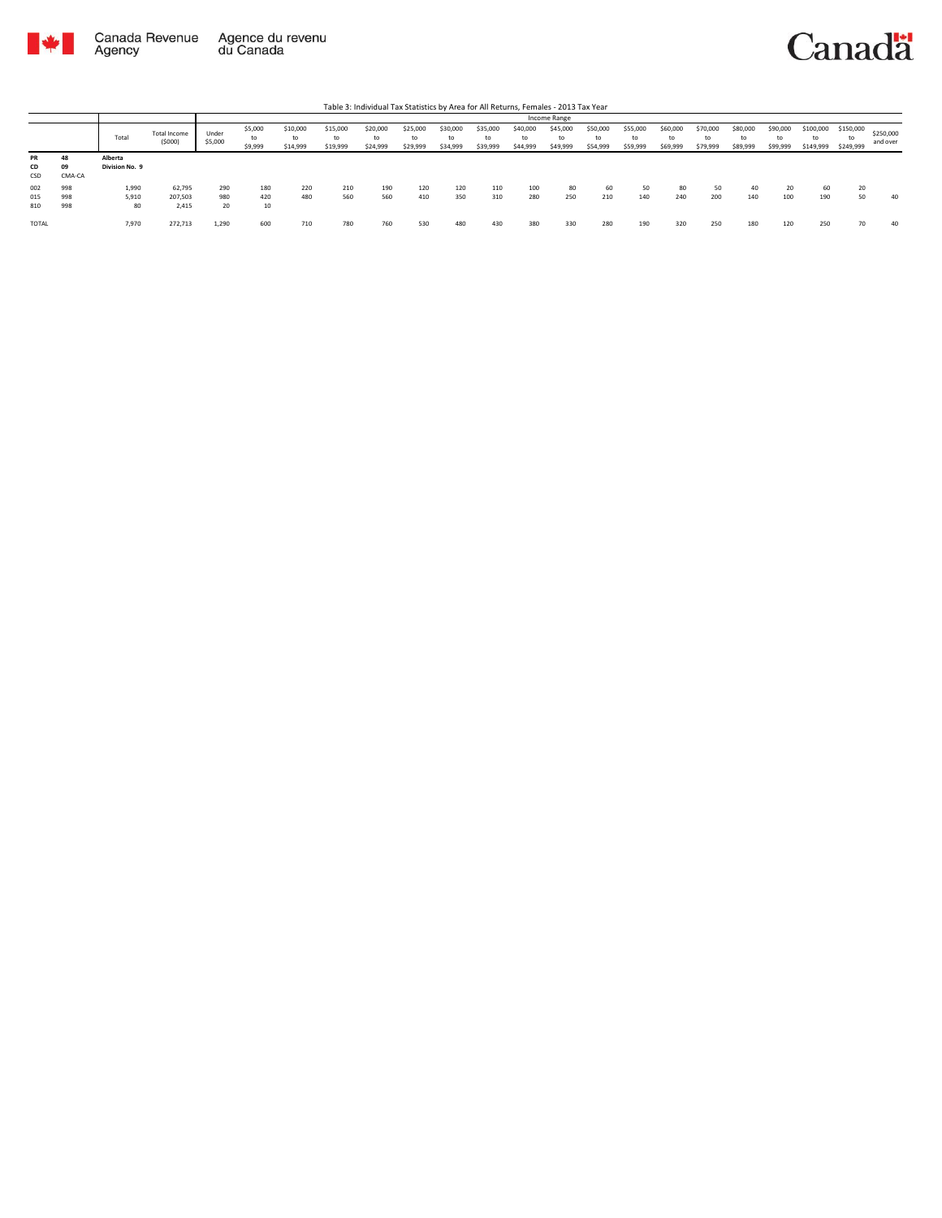Table 3: Individual Tax Statistics by Area for All Returns, Females - 2013 Tax Year

| | | Total | Total Income ($000) | Income Range | | | | | | | | | | | | | | | | | | |
|---|---|---|---|---|---|---|---|---|---|---|---|---|---|---|---|---|---|---|---|---|---|---|
| | | | | Under $5,000 | $5,000 to $9,999 | $10,000 to $14,999 | $15,000 to $19,999 | $20,000 to $24,999 | $25,000 to $29,999 | $30,000 to $34,999 | $35,000 to $39,999 | $40,000 to $44,999 | $45,000 to $49,999 | $50,000 to $54,999 | $55,000 to $59,999 | $60,000 to $69,999 | $70,000 to $79,999 | $80,000 to $89,999 | $90,000 to $99,999 | $100,000 to $149,999 | $150,000 to $249,999 | $250,000 and over |
| **PR** | **48** | **Alberta** | | | | | | | | | | | | | | | | | | | | |
| **CD** | **09** | **Division No. 9** | | | | | | | | | | | | | | | | | | | | |
| CSD | CMA-CA | | | | | | | | | | | | | | | | | | | | | |
| 002 | 998 | 1,990 | 62,795 | 290 | 180 | 220 | 210 | 190 | 120 | 120 | 110 | 100 | 80 | 60 | 50 | 80 | 50 | 40 | 20 | 60 | 20 | |
| 015 | 998 | 5,910 | 207,503 | 980 | 420 | 480 | 560 | 560 | 410 | 350 | 310 | 280 | 250 | 210 | 140 | 240 | 200 | 140 | 100 | 190 | 50 | 40 |
| 810 | 998 | 80 | 2,415 | 20 | 10 | | | | | | | | | | | | | | | | | |
| TOTAL | | 7,970 | 272,713 | 1,290 | 600 | 710 | 780 | 760 | 530 | 480 | 430 | 380 | 330 | 280 | 190 | 320 | 250 | 180 | 120 | 250 | 70 | 40 |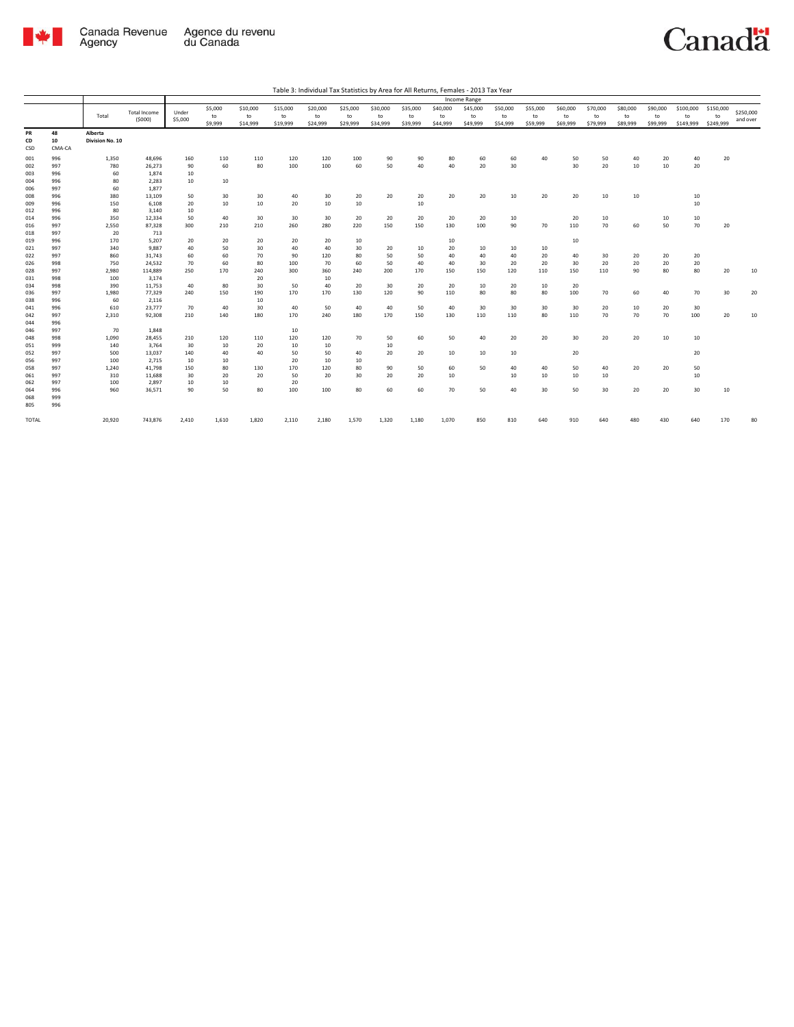Table 3: Individual Tax Statistics by Area for All Returns, Females - 2013 Tax Year

| | | Total | Total Income ($000) | Income Range | | | | | | | | | | | | | | | | | | |
|---|---|---|---|---|---|---|---|---|---|---|---|---|---|---|---|---|---|---|---|---|---|---|
| | | | | Under $5,000 | $5,000 to $9,999 | $10,000 to $14,999 | $15,000 to $19,999 | $20,000 to $24,999 | $25,000 to $29,999 | $30,000 to $34,999 | $35,000 to $39,999 | $40,000 to $44,999 | $45,000 to $49,999 | $50,000 to $54,999 | $55,000 to $59,999 | $60,000 to $69,999 | $70,000 to $79,999 | $80,000 to $89,999 | $90,000 to $99,999 | $100,000 to $149,999 | $150,000 to $249,999 | $250,000 and over |
| PR | 48 | Alberta | | | | | | | | | | | | | | | | | | | | |
| CD | 10 | Division No. 10 | | | | | | | | | | | | | | | | | | | | |
| CSD | CMA-CA | | | | | | | | | | | | | | | | | | | | | |
| 001 | 996 | 1,350 | 48,696 | 160 | 110 | 110 | 120 | 120 | 100 | 90 | 90 | 80 | 60 | 60 | 40 | 50 | 50 | 40 | 20 | 40 | 20 | |
| 002 | 997 | 780 | 26,273 | 90 | 60 | 80 | 100 | 100 | 60 | 50 | 40 | 40 | 20 | 30 | | 30 | 20 | 10 | 10 | 20 | | |
| 003 | 996 | 60 | 1,874 | 10 | | | | | | | | | | | | | | | | | | |
| 004 | 996 | 80 | 2,283 | 10 | 10 | | | | | | | | | | | | | | | | | |
| 006 | 997 | 60 | 1,877 | | | | | | | | | | | | | | | | | | | |
| 008 | 996 | 380 | 13,109 | 50 | 30 | 30 | 40 | 30 | 20 | 20 | 20 | 20 | 20 | 10 | 20 | 20 | 10 | 10 | | 10 | | |
| 009 | 996 | 150 | 6,108 | 20 | 10 | 10 | 20 | 10 | 10 | | 10 | | | | | | | | | 10 | | |
| 012 | 996 | 80 | 3,140 | 10 | | | | | | | | | | | | | | | | | | |
| 014 | 996 | 350 | 12,334 | 50 | 40 | 30 | 30 | 30 | 20 | 20 | 20 | 20 | 20 | 10 | | 20 | 10 | | 10 | 10 | | |
| 016 | 997 | 2,550 | 87,328 | 300 | 210 | 210 | 260 | 280 | 220 | 150 | 150 | 130 | 100 | 90 | 70 | 110 | 70 | 60 | 50 | 70 | 20 | |
| 018 | 997 | 20 | 713 | | | | | | | | | | | | | | | | | | | |
| 019 | 996 | 170 | 5,207 | 20 | 20 | 20 | 20 | 20 | 10 | | | 10 | | | | 10 | | | | | | |
| 021 | 997 | 340 | 9,887 | 40 | 50 | 30 | 40 | 40 | 30 | 20 | 10 | 20 | 10 | 10 | 10 | | | | | | | |
| 022 | 997 | 860 | 31,743 | 60 | 60 | 70 | 90 | 120 | 80 | 50 | 50 | 40 | 40 | 40 | 20 | 40 | 30 | 20 | 20 | 20 | | |
| 026 | 998 | 750 | 24,532 | 70 | 60 | 80 | 100 | 70 | 60 | 50 | 40 | 40 | 30 | 20 | 20 | 30 | 20 | 20 | 20 | 20 | | |
| 028 | 997 | 2,980 | 114,889 | 250 | 170 | 240 | 300 | 360 | 240 | 200 | 170 | 150 | 150 | 120 | 110 | 150 | 110 | 90 | 80 | 80 | 20 | 10 |
| 031 | 998 | 100 | 3,174 | | | 20 | | 10 | | | | | | | | | | | | | | |
| 034 | 998 | 390 | 11,753 | 40 | 80 | 30 | 50 | 40 | 20 | 30 | 20 | 20 | 10 | 20 | 10 | 20 | | | | | | |
| 036 | 997 | 1,980 | 77,329 | 240 | 150 | 190 | 170 | 170 | 130 | 120 | 90 | 110 | 80 | 80 | 80 | 100 | 70 | 60 | 40 | 70 | 30 | 20 |
| 038 | 996 | 60 | 2,116 | | | 10 | | | | | | | | | | | | | | | | |
| 041 | 996 | 610 | 23,777 | 70 | 40 | 30 | 40 | 50 | 40 | 40 | 50 | 40 | 30 | 30 | 30 | 30 | 20 | 10 | 20 | 30 | | |
| 042 | 997 | 2,310 | 92,308 | 210 | 140 | 180 | 170 | 240 | 180 | 170 | 150 | 130 | 110 | 110 | 80 | 110 | 70 | 70 | 70 | 100 | 20 | 10 |
| 044 | 996 | | | | | | | | | | | | | | | | | | | | | |
| 046 | 997 | 70 | 1,848 | | | | 10 | | | | | | | | | | | | | | | |
| 048 | 998 | 1,090 | 28,455 | 210 | 120 | 110 | 120 | 120 | 70 | 50 | 60 | 50 | 40 | 20 | 20 | 30 | 20 | 20 | 10 | 10 | | |
| 051 | 999 | 140 | 3,764 | 30 | 10 | 20 | 10 | 10 | | 10 | | | | | | | | | | | | |
| 052 | 997 | 500 | 13,037 | 140 | 40 | 40 | 50 | 50 | 40 | 20 | 20 | 10 | 10 | 10 | | 20 | | | | 20 | | |
| 056 | 997 | 100 | 2,715 | 10 | 10 | | 20 | 10 | 10 | | | | | | | | | | | | | |
| 058 | 997 | 1,240 | 41,798 | 150 | 80 | 130 | 170 | 120 | 80 | 90 | 50 | 60 | 50 | 40 | 40 | 50 | 40 | 20 | 20 | 50 | | |
| 061 | 997 | 310 | 11,688 | 30 | 20 | 20 | 50 | 20 | 30 | 20 | 20 | 10 | | 10 | 10 | 10 | 10 | | | 10 | | |
| 062 | 997 | 100 | 2,897 | 10 | 10 | | 20 | | | | | | | | | | | | | | | |
| 064 | 996 | 960 | 36,571 | 90 | 50 | 80 | 100 | 100 | 80 | 60 | 60 | 70 | 50 | 40 | 30 | 50 | 30 | 20 | 20 | 30 | 10 | |
| 068 | 999 | | | | | | | | | | | | | | | | | | | | | |
| 805 | 996 | | | | | | | | | | | | | | | | | | | | | |
| TOTAL | | 20,920 | 743,876 | 2,410 | 1,610 | 1,820 | 2,110 | 2,180 | 1,570 | 1,320 | 1,180 | 1,070 | 850 | 810 | 640 | 910 | 640 | 480 | 430 | 640 | 170 | 80 |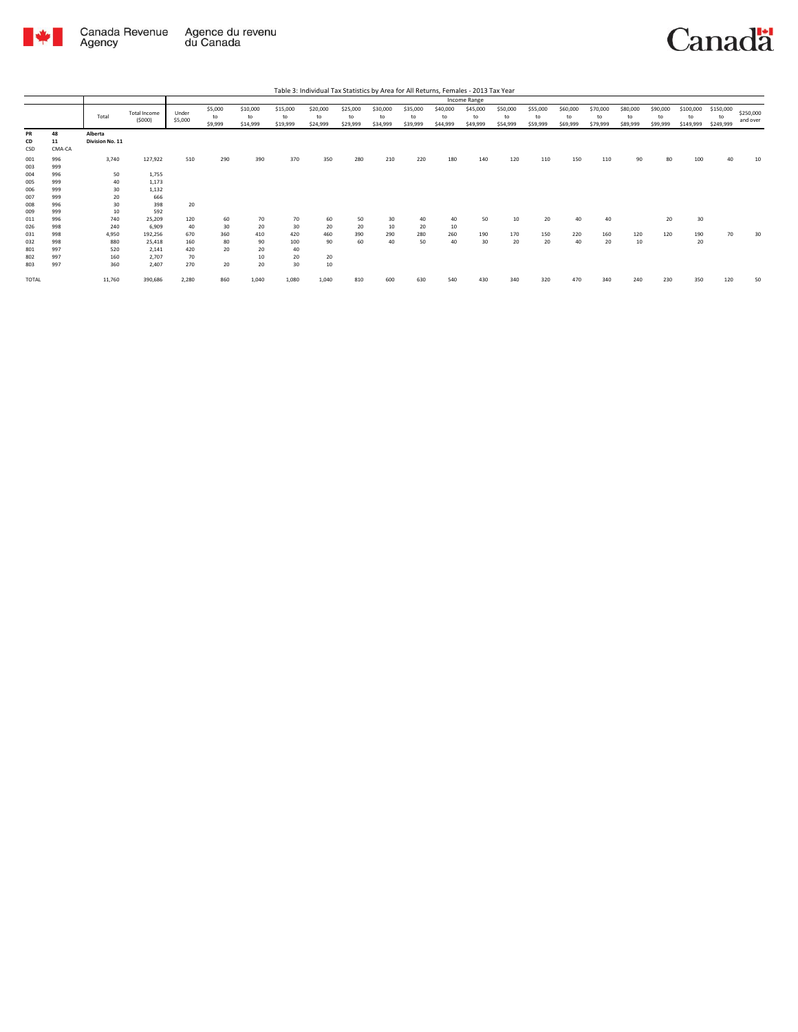Canada Revenue Agency / Agence du revenu du Canada

Canada

Table 3: Individual Tax Statistics by Area for All Returns, Females - 2013 Tax Year

| | | Total | Total Income ($000) | Income Range | | | | | | | | | | | | | | | | | | | | |
|---|---|---|---|---|---|---|---|---|---|---|---|---|---|---|---|---|---|---|---|---|---|---|---|---|
| | | | | Under $5,000 | $5,000 to $9,999 | $10,000 to $14,999 | $15,000 to $19,999 | $20,000 to $24,999 | $25,000 to $29,999 | $30,000 to $34,999 | $35,000 to $39,999 | $40,000 to $44,999 | $45,000 to $49,999 | $50,000 to $54,999 | $55,000 to $59,999 | $60,000 to $69,999 | $70,000 to $79,999 | $80,000 to $89,999 | $90,000 to $99,999 | $100,000 to $149,999 | $150,000 to $249,999 | $250,000 and over |
| **PR** | **48** | **Alberta** | | | | | | | | | | | | | | | | | | | | | | |
| **CD** | **11** | **Division No. 11** | | | | | | | | | | | | | | | | | | | | | | |
| CSD | CMA-CA | | | | | | | | | | | | | | | | | | | | | | | |
| 001 | 996 | 3,740 | 127,922 | 510 | 290 | 390 | 370 | 350 | 280 | 210 | 220 | 180 | 140 | 120 | 110 | 150 | 110 | 90 | 80 | 100 | 40 | 10 |
| 003 | 999 | | | | | | | | | | | | | | | | | | | | | |
| 004 | 996 | 50 | 1,755 | | | | | | | | | | | | | | | | | | | |
| 005 | 999 | 40 | 1,173 | | | | | | | | | | | | | | | | | | | |
| 006 | 999 | 30 | 1,132 | | | | | | | | | | | | | | | | | | | |
| 007 | 999 | 20 | 666 | | | | | | | | | | | | | | | | | | | |
| 008 | 996 | 30 | 398 | 20 | | | | | | | | | | | | | | | | | | |
| 009 | 999 | 10 | 592 | | | | | | | | | | | | | | | | | | | |
| 011 | 996 | 740 | 25,209 | 120 | 60 | 70 | 70 | 60 | 50 | 30 | 40 | 40 | 50 | 10 | 20 | 40 | 40 | | 20 | 30 | | |
| 026 | 998 | 240 | 6,909 | 40 | 30 | 20 | 30 | 20 | 20 | 10 | 20 | 10 | | | | | | | | | | |
| 031 | 998 | 4,950 | 192,256 | 670 | 360 | 410 | 420 | 460 | 390 | 290 | 280 | 260 | 190 | 170 | 150 | 220 | 160 | 120 | 120 | 190 | 70 | 30 |
| 032 | 998 | 880 | 25,418 | 160 | 80 | 90 | 100 | 90 | 60 | 40 | 50 | 40 | 30 | 20 | 20 | 40 | 20 | 10 | | 20 | | |
| 801 | 997 | 520 | 2,141 | 420 | 20 | 20 | 40 | | | | | | | | | | | | | | | |
| 802 | 997 | 160 | 2,707 | 70 | | 10 | 20 | 20 | | | | | | | | | | | | | | |
| 803 | 997 | 360 | 2,407 | 270 | 20 | 20 | 30 | 10 | | | | | | | | | | | | | | |
| TOTAL | | 11,760 | 390,686 | 2,280 | 860 | 1,040 | 1,080 | 1,040 | 810 | 600 | 630 | 540 | 430 | 340 | 320 | 470 | 340 | 240 | 230 | 350 | 120 | 50 |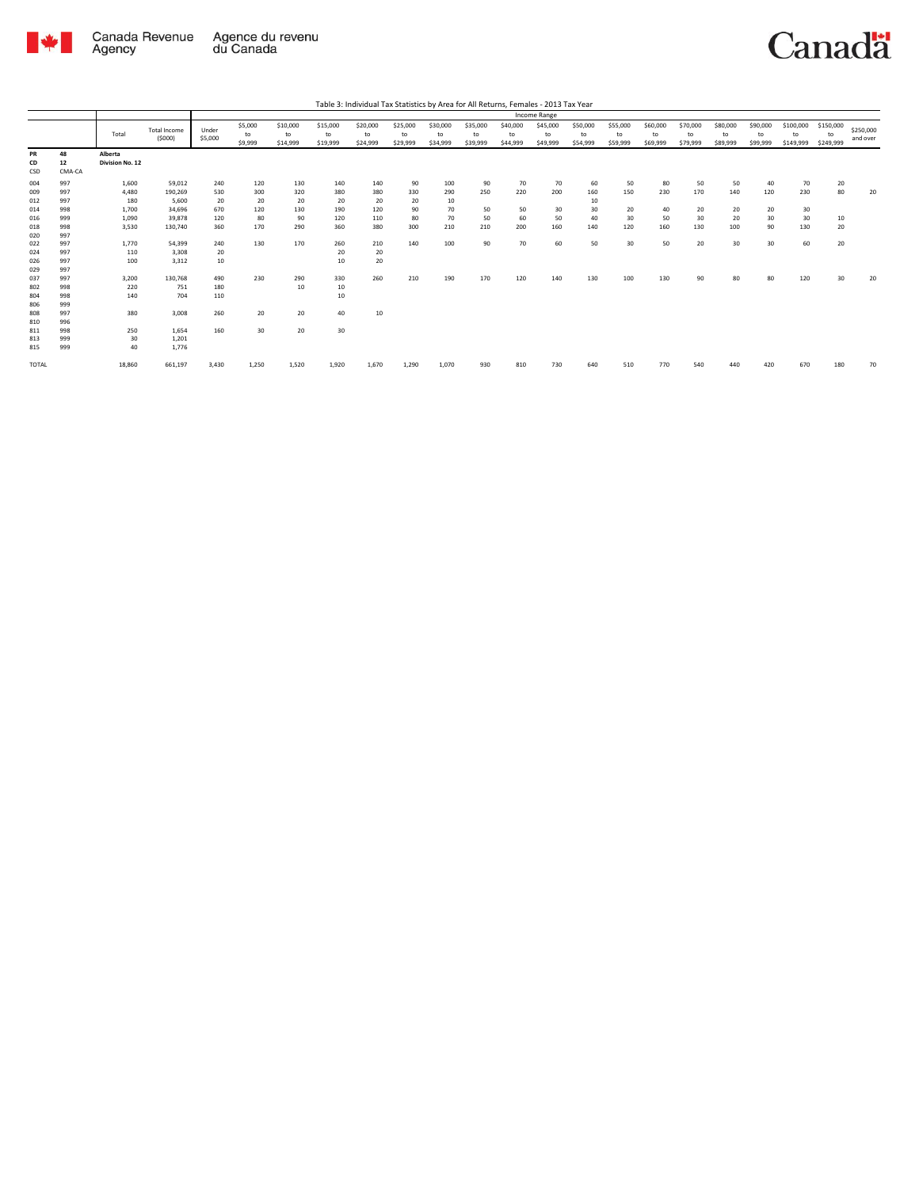Table 3: Individual Tax Statistics by Area for All Returns, Females - 2013 Tax Year

| | | | | Income Range | | | | | | | | | | | | | | | | | | | | |
|---|---|---|---|---|---|---|---|---|---|---|---|---|---|---|---|---|---|---|---|---|---|---|---|---|
| | | Total | Total Income ($000) | Under $5,000 | $5,000 to $9,999 | $10,000 to $14,999 | $15,000 to $19,999 | $20,000 to $24,999 | $25,000 to $29,999 | $30,000 to $34,999 | $35,000 to $39,999 | $40,000 to $44,999 | $45,000 to $49,999 | $50,000 to $54,999 | $55,000 to $59,999 | $60,000 to $69,999 | $70,000 to $79,999 | $80,000 to $89,999 | $90,000 to $99,999 | $100,000 to $149,999 | $150,000 to $249,999 | $250,000 and over |
| **PR** | **48** | **Alberta** | | | | | | | | | | | | | | | | | | | | | | |
| **CD** | **12** | **Division No. 12** | | | | | | | | | | | | | | | | | | | | | | |
| CSD | CMA-CA | | | | | | | | | | | | | | | | | | | | | | | |
| 004 | 997 | 1,600 | 59,012 | 240 | 120 | 130 | 140 | 140 | 90 | 100 | 90 | 70 | 70 | 60 | 50 | 80 | 50 | 50 | 40 | 70 | 20 | |
| 009 | 997 | 4,480 | 190,269 | 530 | 300 | 320 | 380 | 380 | 330 | 290 | 250 | 220 | 200 | 160 | 150 | 230 | 170 | 140 | 120 | 230 | 80 | 20 |
| 012 | 997 | 180 | 5,600 | 20 | 20 | 20 | 20 | 20 | 20 | 10 | | | | 10 | | | | | | | | |
| 014 | 998 | 1,700 | 34,696 | 670 | 120 | 130 | 190 | 120 | 90 | 70 | 50 | 50 | 30 | 30 | 20 | 40 | 20 | 20 | 20 | 30 | | |
| 016 | 999 | 1,090 | 39,878 | 120 | 80 | 90 | 120 | 110 | 80 | 70 | 50 | 60 | 50 | 40 | 30 | 50 | 30 | 20 | 30 | 30 | 10 | |
| 018 | 998 | 3,530 | 130,740 | 360 | 170 | 290 | 360 | 380 | 300 | 210 | 210 | 200 | 160 | 140 | 120 | 160 | 130 | 100 | 90 | 130 | 20 | |
| 020 | 997 | | | | | | | | | | | | | | | | | | | | | |
| 022 | 997 | 1,770 | 54,399 | 240 | 130 | 170 | 260 | 210 | 140 | 100 | 90 | 70 | 60 | 50 | 30 | 50 | 20 | 30 | 30 | 60 | 20 | |
| 024 | 997 | 110 | 3,308 | 20 | | | 20 | 20 | | | | | | | | | | | | | | |
| 026 | 997 | 100 | 3,312 | 10 | | | 10 | 20 | | | | | | | | | | | | | | |
| 029 | 997 | | | | | | | | | | | | | | | | | | | | | |
| 037 | 997 | 3,200 | 130,768 | 490 | 230 | 290 | 330 | 260 | 210 | 190 | 170 | 120 | 140 | 130 | 100 | 130 | 90 | 80 | 80 | 120 | 30 | 20 |
| 802 | 998 | 220 | 751 | 180 | | 10 | 10 | | | | | | | | | | | | | | | |
| 804 | 998 | 140 | 704 | 110 | | | 10 | | | | | | | | | | | | | | | |
| 806 | 999 | | | | | | | | | | | | | | | | | | | | | |
| 808 | 997 | 380 | 3,008 | 260 | 20 | 20 | 40 | 10 | | | | | | | | | | | | | | |
| 810 | 996 | | | | | | | | | | | | | | | | | | | | | |
| 811 | 998 | 250 | 1,654 | 160 | 30 | 20 | 30 | | | | | | | | | | | | | | | |
| 813 | 999 | 30 | 1,201 | | | | | | | | | | | | | | | | | | | |
| 815 | 999 | 40 | 1,776 | | | | | | | | | | | | | | | | | | | |
| TOTAL | | 18,860 | 661,197 | 3,430 | 1,250 | 1,520 | 1,920 | 1,670 | 1,290 | 1,070 | 930 | 810 | 730 | 640 | 510 | 770 | 540 | 440 | 420 | 670 | 180 | 70 |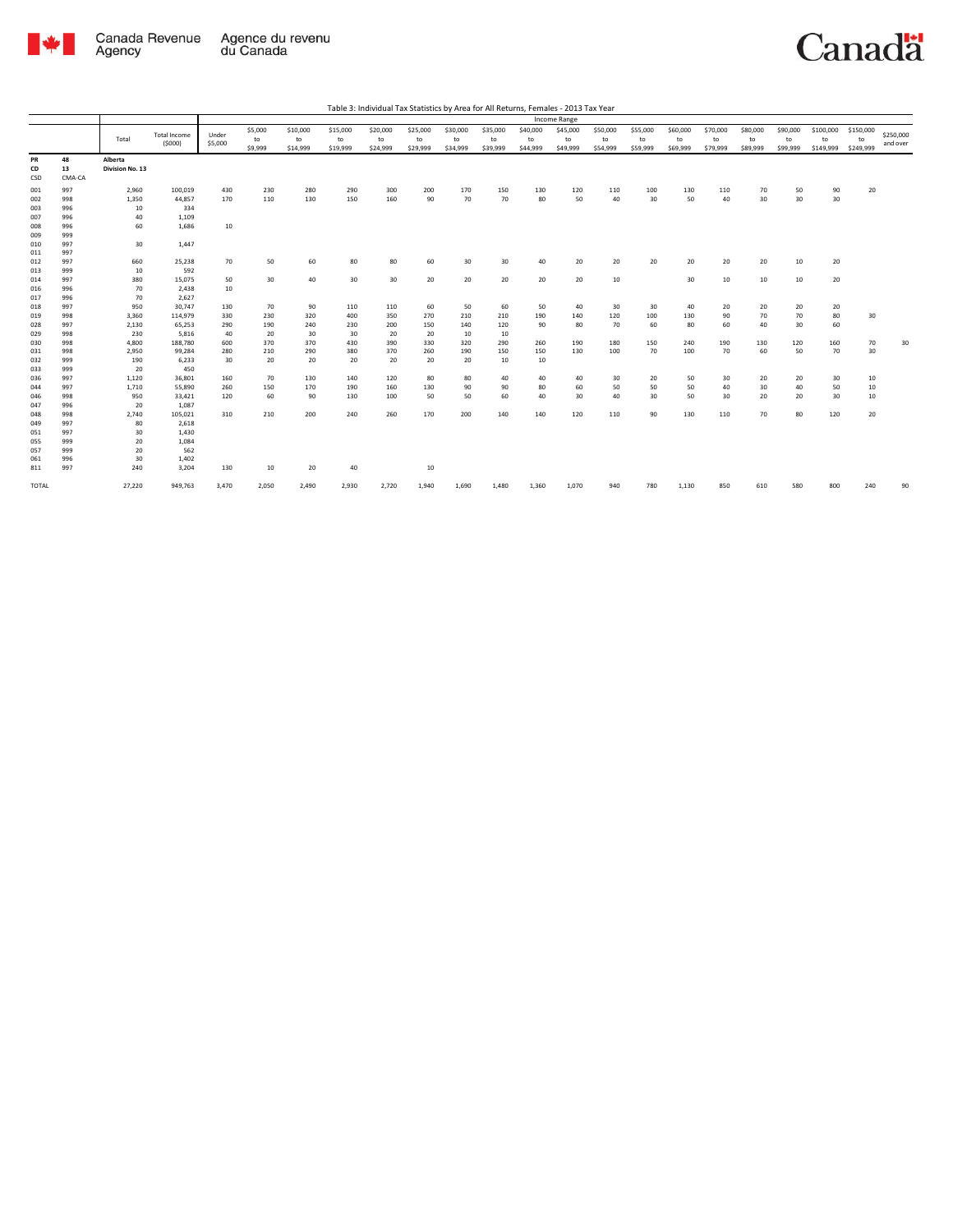Table 3: Individual Tax Statistics by Area for All Returns, Females - 2013 Tax Year

| | | Total | Total Income ($000) | Income Range | | | | | | | | | | | | | | | | | | |
|---|---|---|---|---|---|---|---|---|---|---|---|---|---|---|---|---|---|---|---|---|---|---|
| | | | | Under $5,000 | $5,000 to $9,999 | $10,000 to $14,999 | $15,000 to $19,999 | $20,000 to $24,999 | $25,000 to $29,999 | $30,000 to $34,999 | $35,000 to $39,999 | $40,000 to $44,999 | $45,000 to $49,999 | $50,000 to $54,999 | $55,000 to $59,999 | $60,000 to $69,999 | $70,000 to $79,999 | $80,000 to $89,999 | $90,000 to $99,999 | $100,000 to $149,999 | $150,000 to $249,999 | $250,000 and over |
| PR | 48 | Alberta | | | | | | | | | | | | | | | | | | | | |
| CD | 13 | Division No. 13 | | | | | | | | | | | | | | | | | | | | |
| CSD | CMA-CA | | | | | | | | | | | | | | | | | | | | | |
| 001 | 997 | 2,960 | 100,019 | 430 | 230 | 280 | 290 | 300 | 200 | 170 | 150 | 130 | 120 | 110 | 100 | 130 | 110 | 70 | 50 | 90 | 20 | |
| 002 | 998 | 1,350 | 44,857 | 170 | 110 | 130 | 150 | 160 | 90 | 70 | 70 | 80 | 50 | 40 | 30 | 50 | 40 | 30 | 30 | 30 | | |
| 003 | 996 | 10 | 334 | | | | | | | | | | | | | | | | | | | |
| 007 | 996 | 40 | 1,109 | | | | | | | | | | | | | | | | | | | |
| 008 | 996 | 60 | 1,686 | 10 | | | | | | | | | | | | | | | | | | |
| 009 | 999 | | | | | | | | | | | | | | | | | | | | | |
| 010 | 997 | 30 | 1,447 | | | | | | | | | | | | | | | | | | | |
| 011 | 997 | | | | | | | | | | | | | | | | | | | | | |
| 012 | 997 | 660 | 25,238 | 70 | 50 | 60 | 80 | 80 | 60 | 30 | 30 | 40 | 20 | 20 | 20 | 20 | 20 | 20 | 10 | 20 | | |
| 013 | 999 | 10 | 592 | | | | | | | | | | | | | | | | | | | |
| 014 | 997 | 380 | 15,075 | 50 | 30 | 40 | 30 | 30 | 20 | 20 | 20 | 20 | 20 | 10 | | 30 | 10 | 10 | 10 | 20 | | |
| 016 | 996 | 70 | 2,438 | 10 | | | | | | | | | | | | | | | | | | |
| 017 | 996 | 70 | 2,627 | | | | | | | | | | | | | | | | | | | |
| 018 | 997 | 950 | 30,747 | 130 | 70 | 90 | 110 | 110 | 60 | 50 | 60 | 50 | 40 | 30 | 30 | 40 | 20 | 20 | 20 | 20 | | |
| 019 | 998 | 3,360 | 114,979 | 330 | 230 | 320 | 400 | 350 | 270 | 210 | 210 | 190 | 140 | 120 | 100 | 130 | 90 | 70 | 70 | 80 | 30 | |
| 028 | 997 | 2,130 | 65,253 | 290 | 190 | 240 | 230 | 200 | 150 | 140 | 120 | 90 | 80 | 70 | 60 | 80 | 60 | 40 | 30 | 60 | | |
| 029 | 998 | 230 | 5,816 | 40 | 20 | 30 | 30 | 20 | 20 | 10 | 10 | | | | | | | | | | | |
| 030 | 998 | 4,800 | 188,780 | 600 | 370 | 370 | 430 | 390 | 330 | 320 | 290 | 260 | 190 | 180 | 150 | 240 | 190 | 130 | 120 | 160 | 70 | 30 |
| 031 | 998 | 2,950 | 99,284 | 280 | 210 | 290 | 380 | 370 | 260 | 190 | 150 | 150 | 130 | 100 | 70 | 100 | 70 | 60 | 50 | 70 | 30 | |
| 032 | 999 | 190 | 6,233 | 30 | 20 | 20 | 20 | 20 | 20 | 20 | 10 | 10 | | | | | | | | | | |
| 033 | 999 | 20 | 450 | | | | | | | | | | | | | | | | | | | |
| 036 | 997 | 1,120 | 36,801 | 160 | 70 | 130 | 140 | 120 | 80 | 80 | 40 | 40 | 40 | 30 | 20 | 50 | 30 | 20 | 20 | 30 | 10 | |
| 044 | 997 | 1,710 | 55,890 | 260 | 150 | 170 | 190 | 160 | 130 | 90 | 90 | 80 | 60 | 50 | 50 | 50 | 40 | 30 | 40 | 50 | 10 | |
| 046 | 998 | 950 | 33,421 | 120 | 60 | 90 | 130 | 100 | 50 | 50 | 60 | 40 | 30 | 40 | 30 | 50 | 30 | 20 | 20 | 30 | 10 | |
| 047 | 996 | 20 | 1,087 | | | | | | | | | | | | | | | | | | | |
| 048 | 998 | 2,740 | 105,021 | 310 | 210 | 200 | 240 | 260 | 170 | 200 | 140 | 140 | 120 | 110 | 90 | 130 | 110 | 70 | 80 | 120 | 20 | |
| 049 | 997 | 80 | 2,618 | | | | | | | | | | | | | | | | | | | |
| 051 | 997 | 30 | 1,430 | | | | | | | | | | | | | | | | | | | |
| 055 | 999 | 20 | 1,084 | | | | | | | | | | | | | | | | | | | |
| 057 | 999 | 20 | 562 | | | | | | | | | | | | | | | | | | | |
| 061 | 996 | 30 | 1,402 | | | | | | | | | | | | | | | | | | | |
| 811 | 997 | 240 | 3,204 | 130 | 10 | 20 | 40 | | 10 | | | | | | | | | | | | | |
| TOTAL | | 27,220 | 949,763 | 3,470 | 2,050 | 2,490 | 2,930 | 2,720 | 1,940 | 1,690 | 1,480 | 1,360 | 1,070 | 940 | 780 | 1,130 | 850 | 610 | 580 | 800 | 240 | 90 |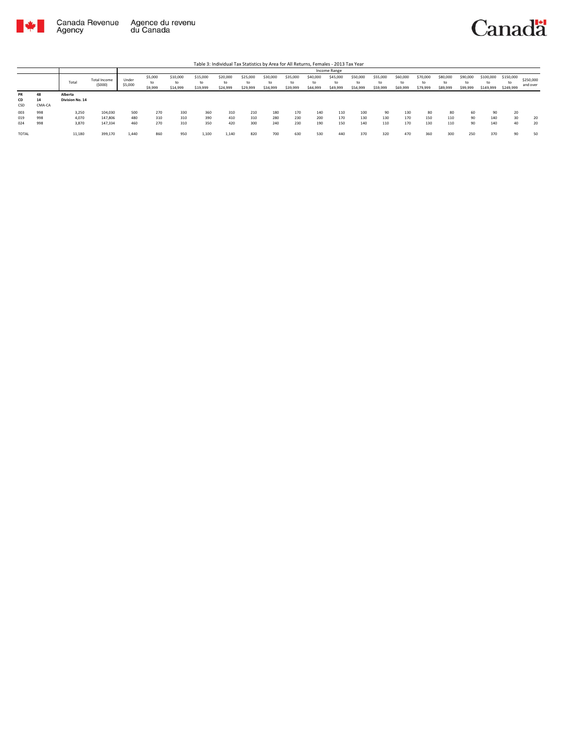Canada Revenue Agency | Agence du revenu du Canada

Table 3: Individual Tax Statistics by Area for All Returns, Females - 2013 Tax Year

| | | Total | Total Income ($000) | Income Range | | | | | | | | | | | | | | | | | | | | |
|---|---|---|---|---|---|---|---|---|---|---|---|---|---|---|---|---|---|---|---|---|---|---|---|---|
| | | | | Under $5,000 | $5,000 to $9,999 | $10,000 to $14,999 | $15,000 to $19,999 | $20,000 to $24,999 | $25,000 to $29,999 | $30,000 to $34,999 | $35,000 to $39,999 | $40,000 to $44,999 | $45,000 to $49,999 | $50,000 to $54,999 | $55,000 to $59,999 | $60,000 to $69,999 | $70,000 to $79,999 | $80,000 to $89,999 | $90,000 to $99,999 | $100,000 to $149,999 | $150,000 to $249,999 | $250,000 and over |
| **PR** | **48** | **Alberta** | | | | | | | | | | | | | | | | | | | | |
| **CD** | **14** | **Division No. 14** | | | | | | | | | | | | | | | | | | | | |
| CSD | CMA-CA | | | | | | | | | | | | | | | | | | | | | |
| 003 | 998 | 3,250 | 104,030 | 500 | 270 | 330 | 360 | 310 | 210 | 180 | 170 | 140 | 110 | 100 | 90 | 130 | 80 | 80 | 60 | 90 | 20 | |
| 019 | 998 | 4,070 | 147,806 | 480 | 310 | 310 | 390 | 410 | 310 | 280 | 230 | 200 | 170 | 130 | 130 | 170 | 150 | 110 | 90 | 140 | 30 | 20 |
| 024 | 998 | 3,870 | 147,334 | 460 | 270 | 310 | 350 | 420 | 300 | 240 | 230 | 190 | 150 | 140 | 110 | 170 | 130 | 110 | 90 | 140 | 40 | 20 |
| TOTAL | | 11,180 | 399,170 | 1,440 | 860 | 950 | 1,100 | 1,140 | 820 | 700 | 630 | 530 | 440 | 370 | 320 | 470 | 360 | 300 | 250 | 370 | 90 | 50 |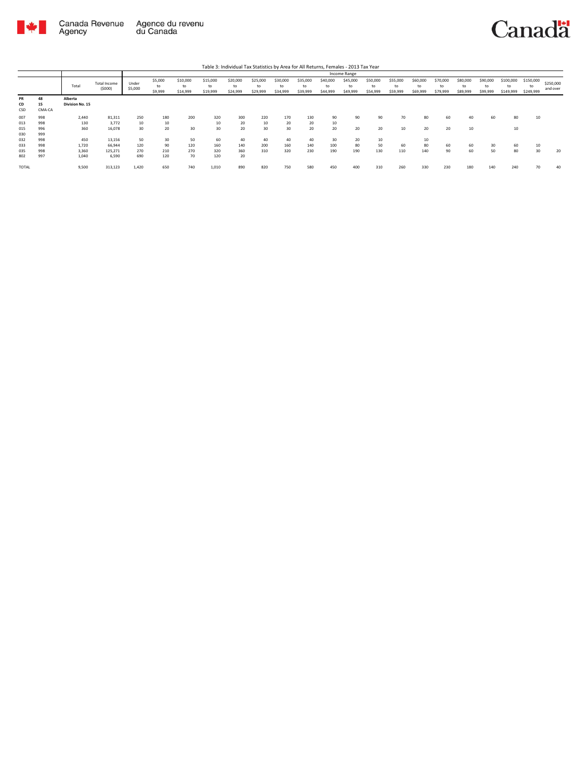Table 3: Individual Tax Statistics by Area for All Returns, Females - 2013 Tax Year

| | | Total | Total Income ($000) | Income Range | | | | | | | | | | | | | | | | | | |
|---|---|---|---|---|---|---|---|---|---|---|---|---|---|---|---|---|---|---|---|---|---|---|
| | | | | Under $5,000 | $5,000 to $9,999 | $10,000 to $14,999 | $15,000 to $19,999 | $20,000 to $24,999 | $25,000 to $29,999 | $30,000 to $34,999 | $35,000 to $39,999 | $40,000 to $44,999 | $45,000 to $49,999 | $50,000 to $54,999 | $55,000 to $59,999 | $60,000 to $69,999 | $70,000 to $79,999 | $80,000 to $89,999 | $90,000 to $99,999 | $100,000 to $149,999 | $150,000 to $249,999 | $250,000 and over |
| **PR** | **48** | **Alberta** | | | | | | | | | | | | | | | | | | | | |
| **CD** | **15** | **Division No. 15** | | | | | | | | | | | | | | | | | | | | |
| **CSD** | **CMA-CA** | | | | | | | | | | | | | | | | | | | | | |
| 007 | 998 | 2,440 | 81,311 | 250 | 180 | 200 | 320 | 300 | 220 | 170 | 130 | 90 | 90 | 90 | 70 | 80 | 60 | 40 | 60 | 80 | 10 | |
| 013 | 998 | 130 | 3,772 | 10 | 10 | | 10 | 20 | 10 | 20 | 20 | 10 | | | | | | | | | | |
| 015 | 996 | 360 | 16,078 | 30 | 20 | 30 | 30 | 20 | 30 | 30 | 20 | 20 | 20 | 20 | 10 | 20 | 20 | 10 | | 10 | | |
| 030 | 999 | | | | | | | | | | | | | | | | | | | | | |
| 032 | 998 | 450 | 13,156 | 50 | 30 | 50 | 60 | 40 | 40 | 40 | 40 | 30 | 20 | 10 | | 10 | | | | | | |
| 033 | 998 | 1,720 | 66,944 | 120 | 90 | 120 | 160 | 140 | 200 | 160 | 140 | 100 | 80 | 50 | 60 | 80 | 60 | 60 | 30 | 60 | 10 | |
| 035 | 998 | 3,360 | 125,271 | 270 | 210 | 270 | 320 | 360 | 310 | 320 | 230 | 190 | 190 | 130 | 110 | 140 | 90 | 60 | 50 | 80 | 30 | 20 |
| 802 | 997 | 1,040 | 6,590 | 690 | 120 | 70 | 120 | 20 | | | | | | | | | | | | | | |
| TOTAL | | 9,500 | 313,123 | 1,420 | 650 | 740 | 1,010 | 890 | 820 | 750 | 580 | 450 | 400 | 310 | 260 | 330 | 230 | 180 | 140 | 240 | 70 | 40 |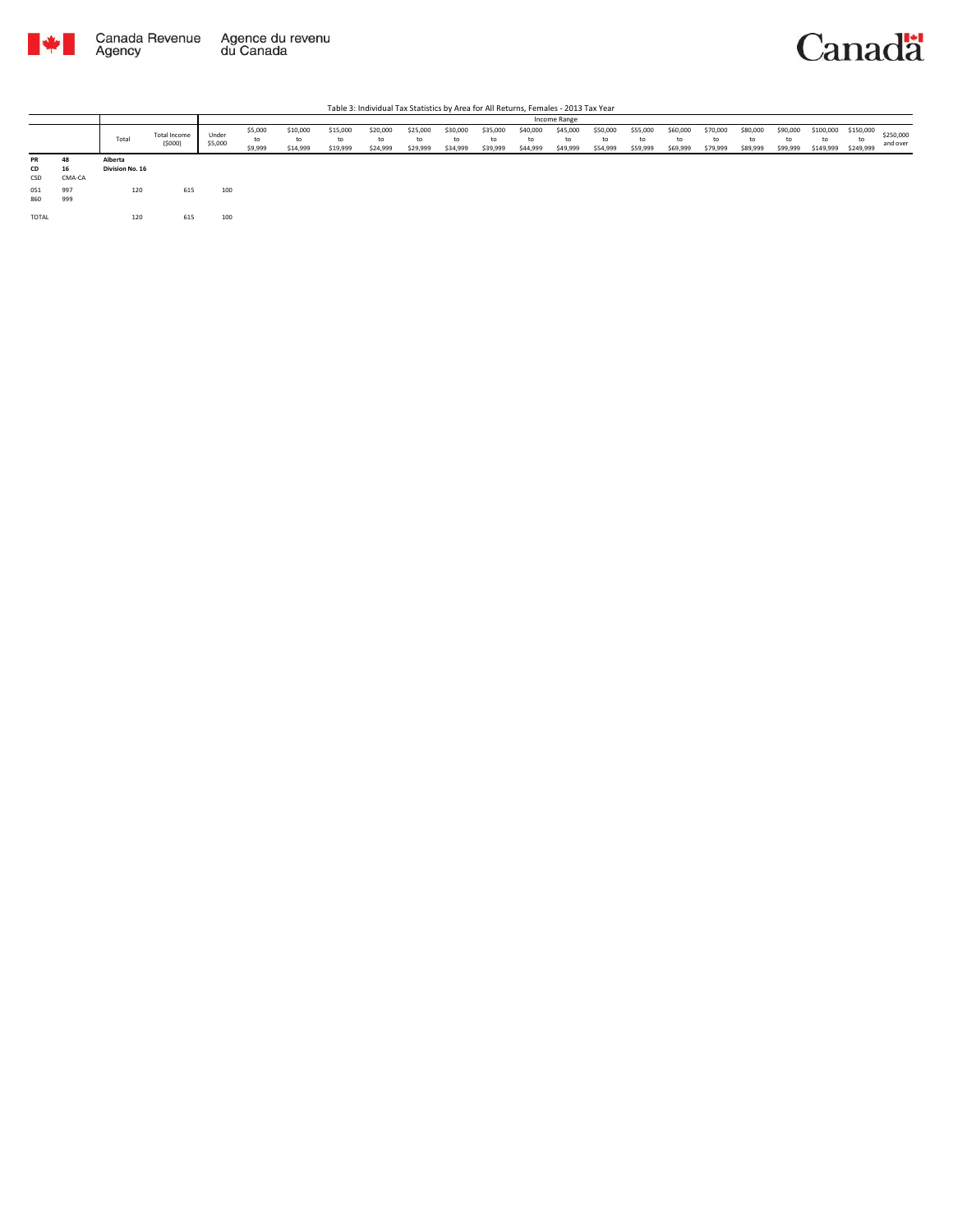Canada Revenue Agency / Agence du revenu du Canada

Canada

Table 3: Individual Tax Statistics by Area for All Returns, Females - 2013 Tax Year

| | | Total | Total Income ($000) | Income Range | | | | | | | | | | | | | | | | | | | | |
|---|---|---|---|---|---|---|---|---|---|---|---|---|---|---|---|---|---|---|---|---|---|---|---|---|
| | | | | Under $5,000 | $5,000 to $9,999 | $10,000 to $14,999 | $15,000 to $19,999 | $20,000 to $24,999 | $25,000 to $29,999 | $30,000 to $34,999 | $35,000 to $39,999 | $40,000 to $44,999 | $45,000 to $49,999 | $50,000 to $54,999 | $55,000 to $59,999 | $60,000 to $69,999 | $70,000 to $79,999 | $80,000 to $89,999 | $90,000 to $99,999 | $100,000 to $149,999 | $150,000 to $249,999 | $250,000 and over |
| **PR** | **48** | **Alberta** | | | | | | | | | | | | | | | | | | | | | | |
| **CD** | **16** | **Division No. 16** | | | | | | | | | | | | | | | | | | | | | | |
| CSD | CMA-CA | | | | | | | | | | | | | | | | | | | | | | | |
| 051 860 | 997 999 | 120 | 615 | 100 | | | | | | | | | | | | | | | | | | | | |
| TOTAL | | 120 | 615 | 100 | | | | | | | | | | | | | | | | | | | | |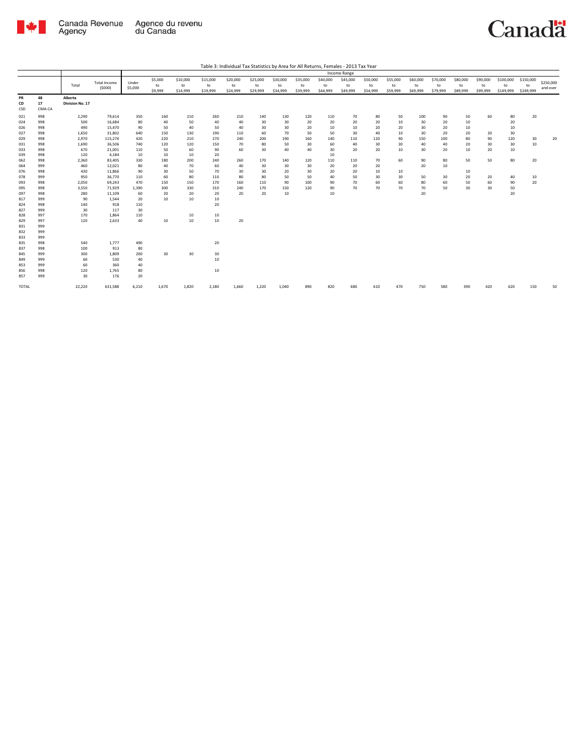Table 3: Individual Tax Statistics by Area for All Returns, Females - 2013 Tax Year

| | | | | Income Range | | | | | | | | | | | | | | | | | | |
|---|---|---|---|---|---|---|---|---|---|---|---|---|---|---|---|---|---|---|---|---|---|---|
| | | Total | Total Income ($000) | Under $5,000 | $5,000 to $9,999 | $10,000 to $14,999 | $15,000 to $19,999 | $20,000 to $24,999 | $25,000 to $29,999 | $30,000 to $34,999 | $35,000 to $39,999 | $40,000 to $44,999 | $45,000 to $49,999 | $50,000 to $54,999 | $55,000 to $59,999 | $60,000 to $69,999 | $70,000 to $79,999 | $80,000 to $89,999 | $90,000 to $99,999 | $100,000 to $149,999 | $150,000 to $249,999 | $250,000 and over |
| PR 48 | | Alberta | | | | | | | | | | | | | | | | | | | | |
| CD 17 | | Division No. 17 | | | | | | | | | | | | | | | | | | | | |
| CSD | CMA-CA | | | | | | | | | | | | | | | | | | | | | |
| 021 | 998 | 2,290 | 79,614 | 350 | 160 | 210 | 260 | 210 | 140 | 130 | 120 | 110 | 70 | 80 | 50 | 100 | 90 | 50 | 60 | 80 | 20 | |
| 024 | 998 | 500 | 16,684 | 80 | 40 | 50 | 40 | 40 | 30 | 30 | 20 | 20 | 20 | 20 | 10 | 30 | 20 | 10 | | 20 | | |
| 026 | 998 | 490 | 15,470 | 90 | 50 | 40 | 50 | 40 | 30 | 30 | 20 | 10 | 10 | 20 | 20 | 30 | 20 | 10 | | 10 | | |
| 027 | 998 | 1,650 | 31,802 | 640 | 150 | 130 | 190 | 110 | 60 | 70 | 50 | 50 | 30 | 40 | 10 | 30 | 20 | 20 | 20 | 30 | | |
| 029 | 998 | 2,970 | 115,274 | 420 | 220 | 210 | 270 | 240 | 200 | 190 | 160 | 140 | 110 | 120 | 90 | 150 | 100 | 80 | 90 | 120 | 30 | 20 |
| 031 | 998 | 1,690 | 36,506 | 740 | 120 | 120 | 150 | 70 | 80 | 50 | 30 | 60 | 40 | 30 | 30 | 40 | 40 | 20 | 30 | 30 | 10 | |
| 033 | 998 | 670 | 21,001 | 110 | 50 | 60 | 90 | 60 | 30 | 40 | 40 | 30 | 20 | 20 | 10 | 30 | 20 | 10 | 20 | 10 | | |
| 039 | 998 | 120 | 4,184 | 10 | 10 | 10 | 20 | | | | | 10 | | | | | | | | | | |
| 062 | 998 | 2,360 | 83,405 | 330 | 180 | 200 | 240 | 260 | 170 | 140 | 120 | 110 | 110 | 70 | 60 | 90 | 80 | 50 | 50 | 80 | 20 | |
| 064 | 999 | 460 | 12,021 | 80 | 40 | 70 | 60 | 40 | 30 | 30 | 30 | 20 | 20 | 20 | | 20 | 10 | | | | | |
| 076 | 998 | 430 | 11,866 | 90 | 30 | 50 | 70 | 30 | 30 | 20 | 30 | 20 | 20 | 10 | 10 | | | 10 | | | | |
| 078 | 999 | 950 | 36,770 | 110 | 60 | 80 | 110 | 80 | 80 | 50 | 50 | 40 | 50 | 30 | 30 | 50 | 30 | 20 | 20 | 40 | 10 | |
| 093 | 998 | 2,050 | 69,243 | 470 | 150 | 150 | 170 | 160 | 110 | 90 | 100 | 90 | 70 | 60 | 60 | 80 | 60 | 50 | 60 | 90 | 20 | |
| 095 | 998 | 3,550 | 71,929 | 1,390 | 300 | 330 | 310 | 240 | 170 | 150 | 120 | 90 | 70 | 70 | 70 | 70 | 50 | 30 | 30 | 50 | | |
| 097 | 998 | 280 | 11,109 | 60 | 20 | 20 | 20 | 20 | 20 | 10 | | 10 | | | | 20 | | | | 20 | | |
| 817 | 999 | 90 | 1,544 | 20 | 10 | 10 | 10 | | | | | | | | | | | | | | | |
| 824 | 998 | 140 | 918 | 110 | | | 20 | | | | | | | | | | | | | | | |
| 827 | 999 | 30 | 117 | 30 | | | | | | | | | | | | | | | | | | |
| 828 | 997 | 170 | 1,864 | 110 | | 10 | 10 | | | | | | | | | | | | | | | |
| 829 | 997 | 120 | 2,633 | 40 | 10 | 10 | 10 | 20 | | | | | | | | | | | | | | |
| 831 | 999 | | | | | | | | | | | | | | | | | | | | | |
| 832 | 999 | | | | | | | | | | | | | | | | | | | | | |
| 833 | 999 | | | | | | | | | | | | | | | | | | | | | |
| 835 | 998 | 540 | 1,777 | 490 | | | 20 | | | | | | | | | | | | | | | |
| 837 | 998 | 100 | 913 | 80 | | | | | | | | | | | | | | | | | | |
| 845 | 999 | 300 | 1,809 | 200 | 30 | 30 | 30 | | | | | | | | | | | | | | | |
| 849 | 999 | 60 | 530 | 40 | | | 10 | | | | | | | | | | | | | | | |
| 853 | 999 | 60 | 360 | 40 | | | | | | | | | | | | | | | | | | |
| 856 | 998 | 120 | 1,765 | 80 | | | 10 | | | | | | | | | | | | | | | |
| 857 | 999 | 30 | 176 | 20 | | | | | | | | | | | | | | | | | | |
| TOTAL | | 22,220 | 631,588 | 6,210 | 1,670 | 1,820 | 2,180 | 1,660 | 1,220 | 1,040 | 890 | 820 | 680 | 610 | 470 | 750 | 580 | 390 | 420 | 620 | 150 | 50 |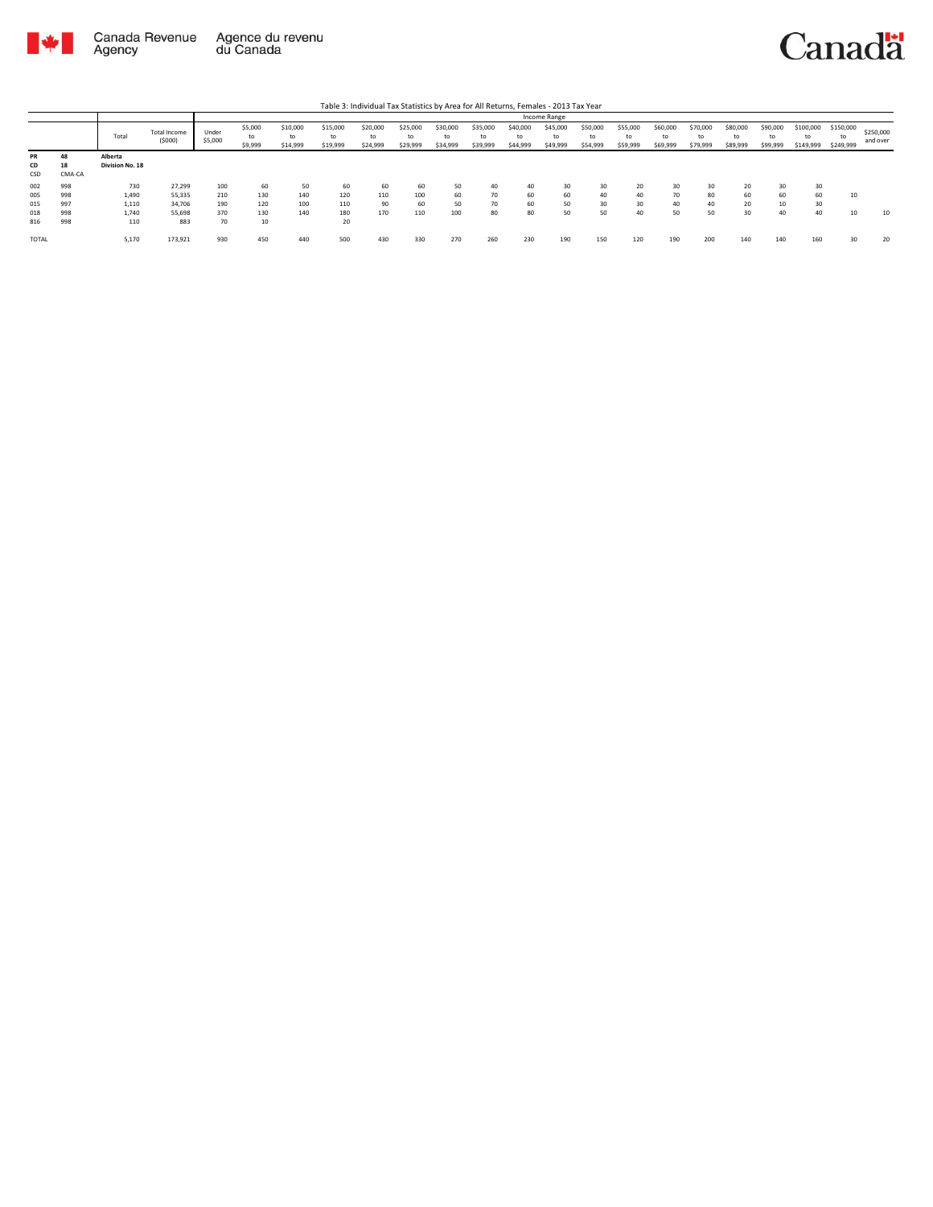Table 3: Individual Tax Statistics by Area for All Returns, Females - 2013 Tax Year

| | | Total | Total Income ($000) | Income Range | | | | | | | | | | | | | | | | | | |
|---|---|---|---|---|---|---|---|---|---|---|---|---|---|---|---|---|---|---|---|---|---|---|
| | | | | Under $5,000 | $5,000 to $9,999 | $10,000 to $14,999 | $15,000 to $19,999 | $20,000 to $24,999 | $25,000 to $29,999 | $30,000 to $34,999 | $35,000 to $39,999 | $40,000 to $44,999 | $45,000 to $49,999 | $50,000 to $54,999 | $55,000 to $59,999 | $60,000 to $69,999 | $70,000 to $79,999 | $80,000 to $89,999 | $90,000 to $99,999 | $100,000 to $149,999 | $150,000 to $249,999 | $250,000 and over |
| **PR** | **48** | **Alberta** | | | | | | | | | | | | | | | | | | | | |
| **CD** | **18** | **Division No. 18** | | | | | | | | | | | | | | | | | | | | |
| CSD | CMA-CA | | | | | | | | | | | | | | | | | | | | | |
| 002 | 998 | 730 | 27,299 | 100 | 60 | 50 | 60 | 60 | 60 | 50 | 40 | 40 | 30 | 30 | 20 | 30 | 30 | 20 | 30 | 30 | | |
| 005 | 998 | 1,490 | 55,335 | 210 | 130 | 140 | 120 | 110 | 100 | 60 | 70 | 60 | 60 | 40 | 40 | 70 | 80 | 60 | 60 | 60 | 10 | |
| 015 | 997 | 1,110 | 34,706 | 190 | 120 | 100 | 110 | 90 | 60 | 50 | 70 | 60 | 50 | 30 | 30 | 40 | 40 | 20 | 10 | 30 | | |
| 018 | 998 | 1,740 | 55,698 | 370 | 130 | 140 | 180 | 170 | 110 | 100 | 80 | 80 | 50 | 50 | 40 | 50 | 50 | 30 | 40 | 40 | 10 | 10 |
| 816 | 998 | 110 | 883 | 70 | 10 | | 20 | | | | | | | | | | | | | | | |
| TOTAL | | 5,170 | 173,921 | 930 | 450 | 440 | 500 | 430 | 330 | 270 | 260 | 230 | 190 | 150 | 120 | 190 | 200 | 140 | 140 | 160 | 30 | 20 |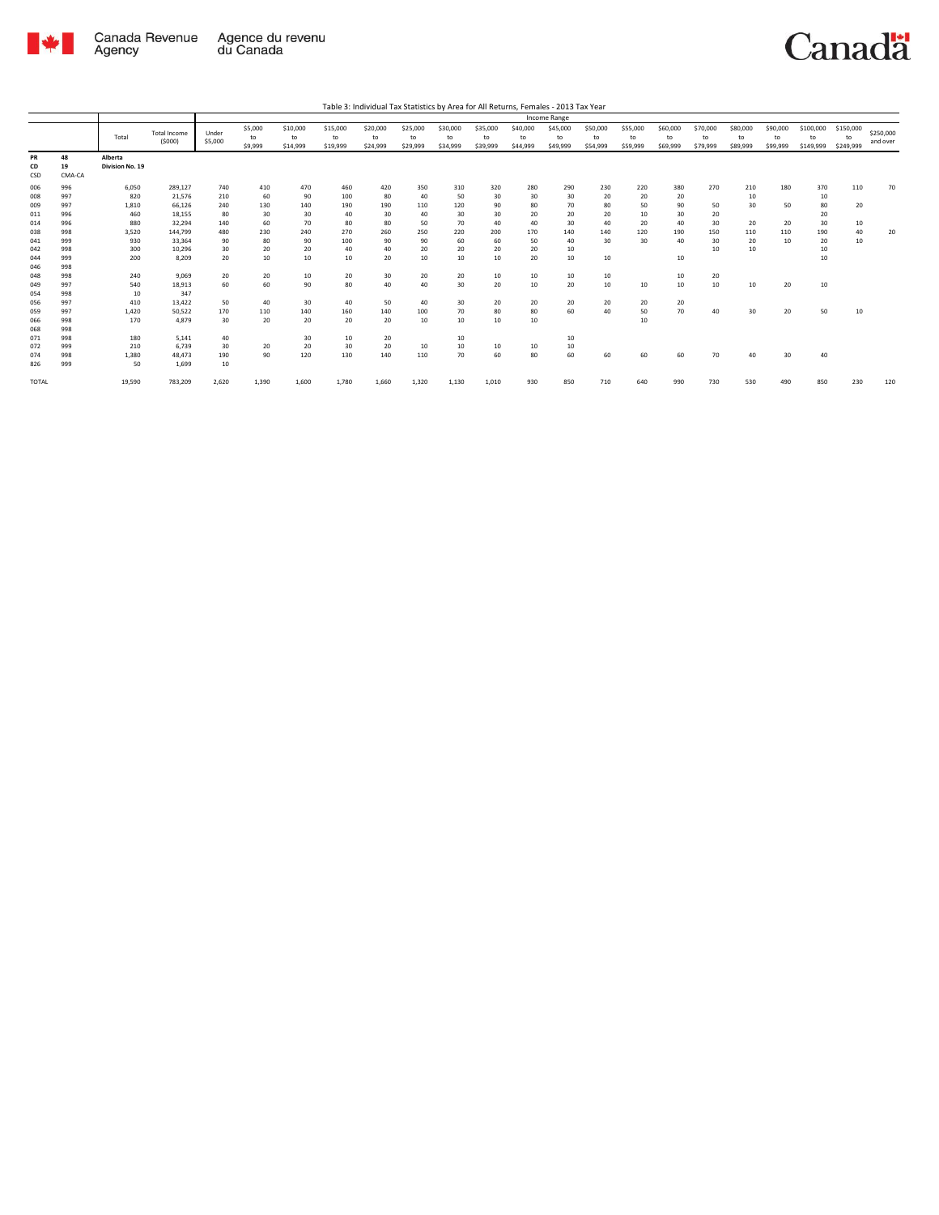Table 3: Individual Tax Statistics by Area for All Returns, Females - 2013 Tax Year

| | | Total | Total Income ($000) | Income Range | | | | | | | | | | | | | | | | | | |
|---|---|---|---|---|---|---|---|---|---|---|---|---|---|---|---|---|---|---|---|---|---|---|
| | | | | Under $5,000 | $5,000 to $9,999 | $10,000 to $14,999 | $15,000 to $19,999 | $20,000 to $24,999 | $25,000 to $29,999 | $30,000 to $34,999 | $35,000 to $39,999 | $40,000 to $44,999 | $45,000 to $49,999 | $50,000 to $54,999 | $55,000 to $59,999 | $60,000 to $69,999 | $70,000 to $79,999 | $80,000 to $89,999 | $90,000 to $99,999 | $100,000 to $149,999 | $150,000 to $249,999 | $250,000 and over |
| PR | 48 | Alberta | | | | | | | | | | | | | | | | | | | | |
| CD | 19 | Division No. 19 | | | | | | | | | | | | | | | | | | | | |
| CSD | CMA-CA | | | | | | | | | | | | | | | | | | | | | |
| 006 | 996 | 6,050 | 289,127 | 740 | 410 | 470 | 460 | 420 | 350 | 310 | 320 | 280 | 290 | 230 | 220 | 380 | 270 | 210 | 180 | 370 | 110 | 70 |
| 008 | 997 | 820 | 21,576 | 210 | 60 | 90 | 100 | 80 | 40 | 50 | 30 | 30 | 30 | 20 | 20 | 20 | | 10 | | 10 | | |
| 009 | 997 | 1,810 | 66,126 | 240 | 130 | 140 | 190 | 190 | 110 | 120 | 90 | 80 | 70 | 80 | 50 | 90 | 50 | 30 | 50 | 80 | 20 | |
| 011 | 996 | 460 | 18,155 | 80 | 30 | 30 | 40 | 30 | 40 | 30 | 30 | 20 | 20 | 20 | 10 | 30 | 20 | | | 20 | | |
| 014 | 996 | 880 | 32,294 | 140 | 60 | 70 | 80 | 80 | 50 | 70 | 40 | 40 | 30 | 40 | 20 | 40 | 30 | 20 | 20 | 30 | 10 | |
| 038 | 998 | 3,520 | 144,799 | 480 | 230 | 240 | 270 | 260 | 250 | 220 | 200 | 170 | 140 | 140 | 120 | 190 | 150 | 110 | 110 | 190 | 40 | 20 |
| 041 | 999 | 930 | 33,364 | 90 | 80 | 90 | 100 | 90 | 90 | 60 | 60 | 50 | 40 | 30 | 30 | 40 | 30 | 20 | 10 | 20 | 10 | |
| 042 | 998 | 300 | 10,296 | 30 | 20 | 20 | 40 | 40 | 20 | 20 | 20 | 20 | 10 | | | | 10 | 10 | | 10 | | |
| 044 | 999 | 200 | 8,209 | 20 | 10 | 10 | 10 | 20 | 10 | 10 | 10 | 20 | 10 | 10 | | 10 | | | | 10 | | |
| 046 | 998 | | | | | | | | | | | | | | | | | | | | | |
| 048 | 998 | 240 | 9,069 | 20 | 20 | 10 | 20 | 30 | 20 | 20 | 10 | 10 | 10 | 10 | | 10 | 20 | | | | | |
| 049 | 997 | 540 | 18,913 | 60 | 60 | 90 | 80 | 40 | 40 | 30 | 20 | 10 | 20 | 10 | 10 | 10 | 10 | 10 | 20 | 10 | | |
| 054 | 998 | 10 | 347 | | | | | | | | | | | | | | | | | | | |
| 056 | 997 | 410 | 13,422 | 50 | 40 | 30 | 40 | 50 | 40 | 30 | 20 | 20 | 20 | 20 | 20 | 20 | | | | | | |
| 059 | 997 | 1,420 | 50,522 | 170 | 110 | 140 | 160 | 140 | 100 | 70 | 80 | 80 | 60 | 40 | 50 | 70 | 40 | 30 | 20 | 50 | 10 | |
| 066 | 998 | 170 | 4,879 | 30 | 20 | 20 | 20 | 20 | 10 | 10 | 10 | 10 | | | 10 | | | | | | | |
| 068 | 998 | | | | | | | | | | | | | | | | | | | | | |
| 071 | 998 | 180 | 5,141 | 40 | | 30 | 10 | 20 | | 10 | | | 10 | | | | | | | | | |
| 072 | 999 | 210 | 6,739 | 30 | 20 | 20 | 30 | 20 | 10 | 10 | 10 | 10 | 10 | | | | | | | | | |
| 074 | 998 | 1,380 | 48,473 | 190 | 90 | 120 | 130 | 140 | 110 | 70 | 60 | 80 | 60 | 60 | 60 | 60 | 70 | 40 | 30 | 40 | | |
| 826 | 999 | 50 | 1,699 | 10 | | | | | | | | | | | | | | | | | | |
| TOTAL | | 19,590 | 783,209 | 2,620 | 1,390 | 1,600 | 1,780 | 1,660 | 1,320 | 1,130 | 1,010 | 930 | 850 | 710 | 640 | 990 | 730 | 530 | 490 | 850 | 230 | 120 |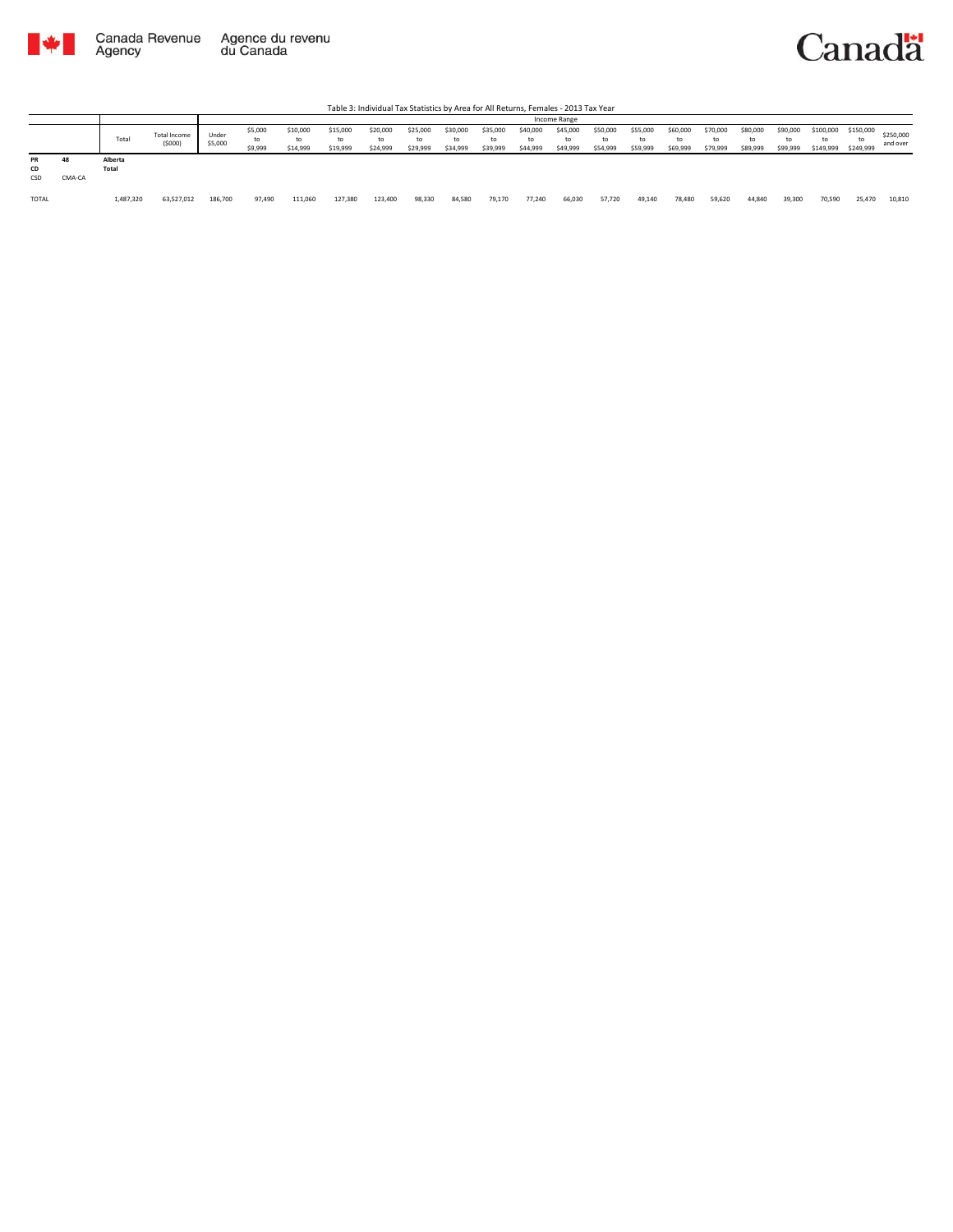Table 3: Individual Tax Statistics by Area for All Returns, Females - 2013 Tax Year

| | | Total | Total Income ($000) | Income Range | | | | | | | | | | | | | | | | | | | | |
|---|---|---|---|---|---|---|---|---|---|---|---|---|---|---|---|---|---|---|---|---|---|---|---|---|
| | | | | Under $5,000 | $5,000 to $9,999 | $10,000 to $14,999 | $15,000 to $19,999 | $20,000 to $24,999 | $25,000 to $29,999 | $30,000 to $34,999 | $35,000 to $39,999 | $40,000 to $44,999 | $45,000 to $49,999 | $50,000 to $54,999 | $55,000 to $59,999 | $60,000 to $69,999 | $70,000 to $79,999 | $80,000 to $89,999 | $90,000 to $99,999 | $100,000 to $149,999 | $150,000 to $249,999 | $250,000 and over |
| PR | 48 | Alberta | | | | | | | | | | | | | | | | | | | | |
| CD | | Total | | | | | | | | | | | | | | | | | | | | |
| CSD | CMA-CA | | | | | | | | | | | | | | | | | | | | | |
| TOTAL | | 1,487,320 | 63,527,012 | 186,700 | 97,490 | 111,060 | 127,380 | 123,400 | 98,330 | 84,580 | 79,170 | 77,240 | 66,030 | 57,720 | 49,140 | 78,480 | 59,620 | 44,840 | 39,300 | 70,590 | 25,470 | 10,810 |